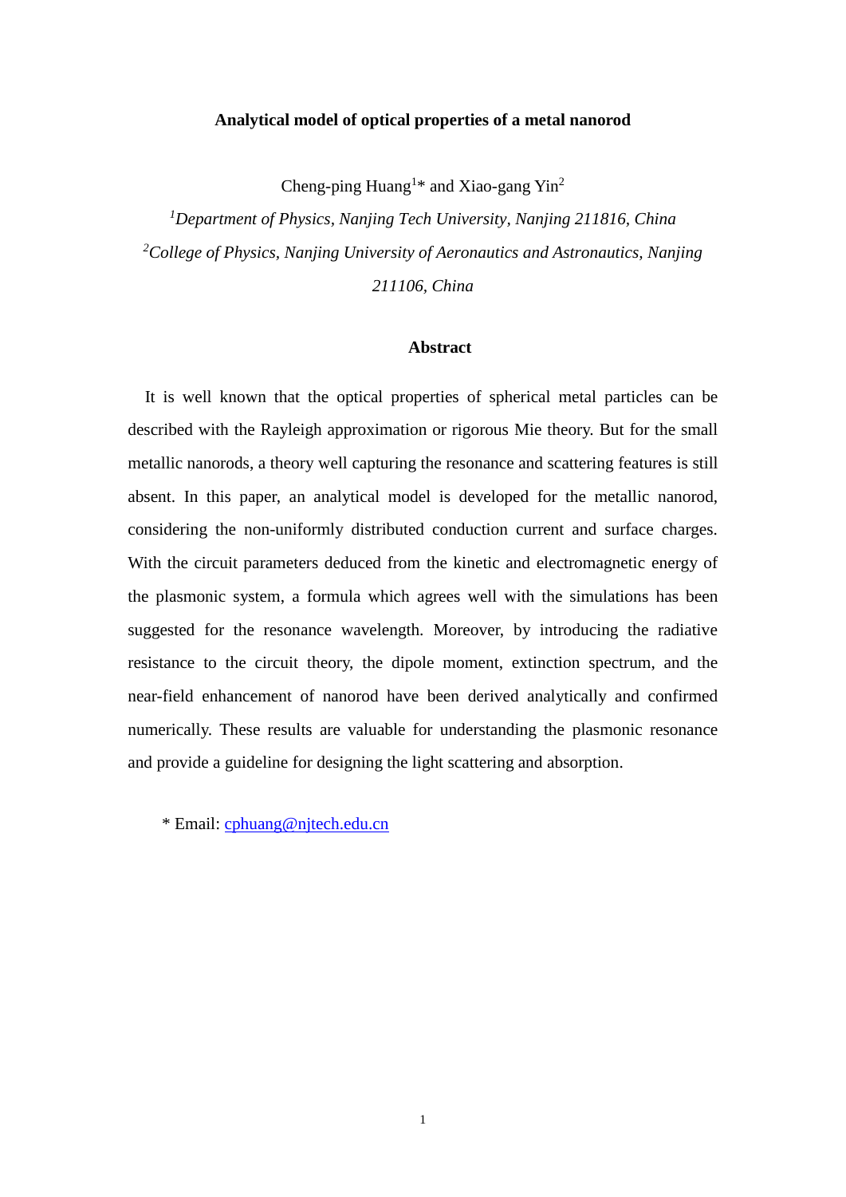# Analytical model of optical properties of a metal nanorod

Cheng-ping Huang[1]* and Xiao-gang Yin[2]

[1]*Department of Physics, Nanjing Tech University, Nanjing 211816, China*

[2]*College of Physics, Nanjing University of Aeronautics and Astronautics, Nanjing 211106, China*

## Abstract

It is well known that the optical properties of spherical metal particles can be described with the Rayleigh approximation or rigorous Mie theory. But for the small metallic nanorods, a theory well capturing the resonance and scattering features is still absent. In this paper, an analytical model is developed for the metallic nanorod, considering the non-uniformly distributed conduction current and surface charges. With the circuit parameters deduced from the kinetic and electromagnetic energy of the plasmonic system, a formula which agrees well with the simulations has been suggested for the resonance wavelength. Moreover, by introducing the radiative resistance to the circuit theory, the dipole moment, extinction spectrum, and the near-field enhancement of nanorod have been derived analytically and confirmed numerically. These results are valuable for understanding the plasmonic resonance and provide a guideline for designing the light scattering and absorption.

\* Email: cphuang@njtech.edu.cn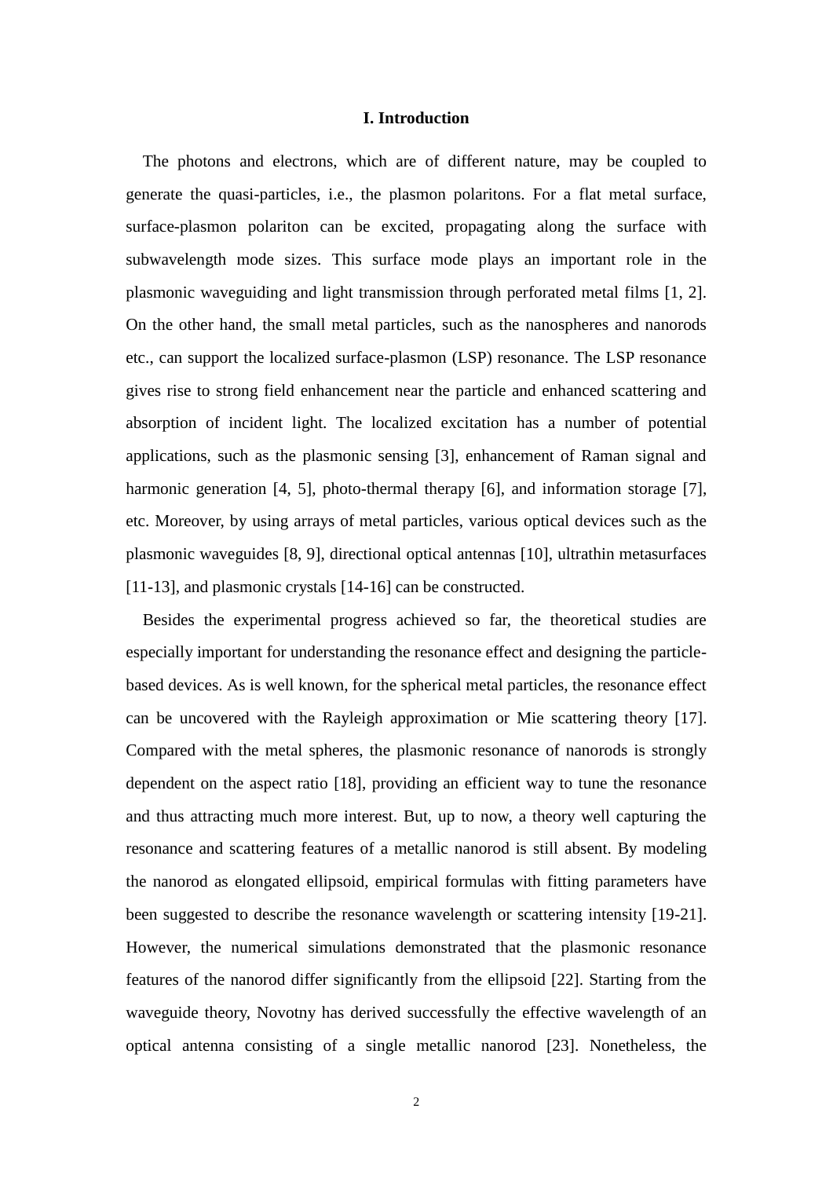## I. Introduction

The photons and electrons, which are of different nature, may be coupled to generate the quasi-particles, i.e., the plasmon polaritons. For a flat metal surface, surface-plasmon polariton can be excited, propagating along the surface with subwavelength mode sizes. This surface mode plays an important role in the plasmonic waveguiding and light transmission through perforated metal films [1, 2]. On the other hand, the small metal particles, such as the nanospheres and nanorods etc., can support the localized surface-plasmon (LSP) resonance. The LSP resonance gives rise to strong field enhancement near the particle and enhanced scattering and absorption of incident light. The localized excitation has a number of potential applications, such as the plasmonic sensing [3], enhancement of Raman signal and harmonic generation [4, 5], photo-thermal therapy [6], and information storage [7], etc. Moreover, by using arrays of metal particles, various optical devices such as the plasmonic waveguides [8, 9], directional optical antennas [10], ultrathin metasurfaces [11-13], and plasmonic crystals [14-16] can be constructed.

Besides the experimental progress achieved so far, the theoretical studies are especially important for understanding the resonance effect and designing the particle-based devices. As is well known, for the spherical metal particles, the resonance effect can be uncovered with the Rayleigh approximation or Mie scattering theory [17]. Compared with the metal spheres, the plasmonic resonance of nanorods is strongly dependent on the aspect ratio [18], providing an efficient way to tune the resonance and thus attracting much more interest. But, up to now, a theory well capturing the resonance and scattering features of a metallic nanorod is still absent. By modeling the nanorod as elongated ellipsoid, empirical formulas with fitting parameters have been suggested to describe the resonance wavelength or scattering intensity [19-21]. However, the numerical simulations demonstrated that the plasmonic resonance features of the nanorod differ significantly from the ellipsoid [22]. Starting from the waveguide theory, Novotny has derived successfully the effective wavelength of an optical antenna consisting of a single metallic nanorod [23]. Nonetheless, the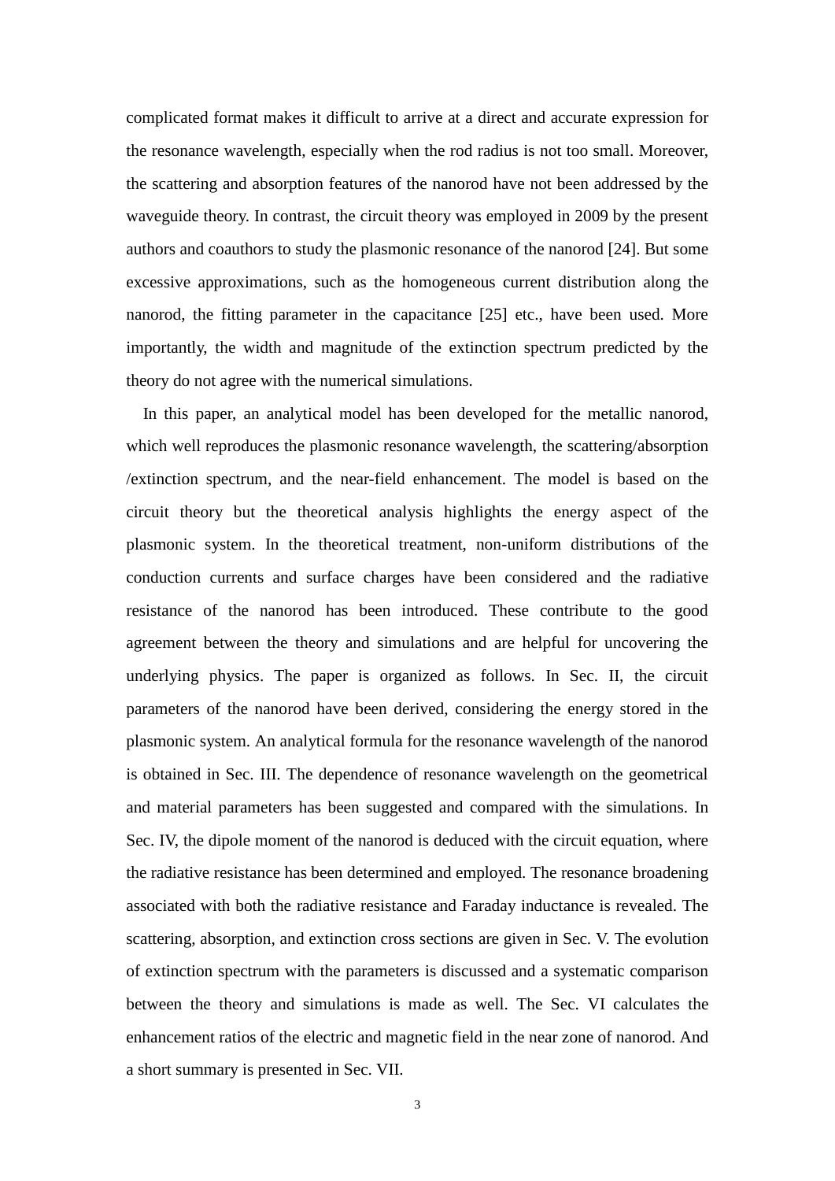complicated format makes it difficult to arrive at a direct and accurate expression for the resonance wavelength, especially when the rod radius is not too small. Moreover, the scattering and absorption features of the nanorod have not been addressed by the waveguide theory. In contrast, the circuit theory was employed in 2009 by the present authors and coauthors to study the plasmonic resonance of the nanorod [24]. But some excessive approximations, such as the homogeneous current distribution along the nanorod, the fitting parameter in the capacitance [25] etc., have been used. More importantly, the width and magnitude of the extinction spectrum predicted by the theory do not agree with the numerical simulations.

In this paper, an analytical model has been developed for the metallic nanorod, which well reproduces the plasmonic resonance wavelength, the scattering/absorption /extinction spectrum, and the near-field enhancement. The model is based on the circuit theory but the theoretical analysis highlights the energy aspect of the plasmonic system. In the theoretical treatment, non-uniform distributions of the conduction currents and surface charges have been considered and the radiative resistance of the nanorod has been introduced. These contribute to the good agreement between the theory and simulations and are helpful for uncovering the underlying physics. The paper is organized as follows. In Sec. II, the circuit parameters of the nanorod have been derived, considering the energy stored in the plasmonic system. An analytical formula for the resonance wavelength of the nanorod is obtained in Sec. III. The dependence of resonance wavelength on the geometrical and material parameters has been suggested and compared with the simulations. In Sec. IV, the dipole moment of the nanorod is deduced with the circuit equation, where the radiative resistance has been determined and employed. The resonance broadening associated with both the radiative resistance and Faraday inductance is revealed. The scattering, absorption, and extinction cross sections are given in Sec. V. The evolution of extinction spectrum with the parameters is discussed and a systematic comparison between the theory and simulations is made as well. The Sec. VI calculates the enhancement ratios of the electric and magnetic field in the near zone of nanorod. And a short summary is presented in Sec. VII.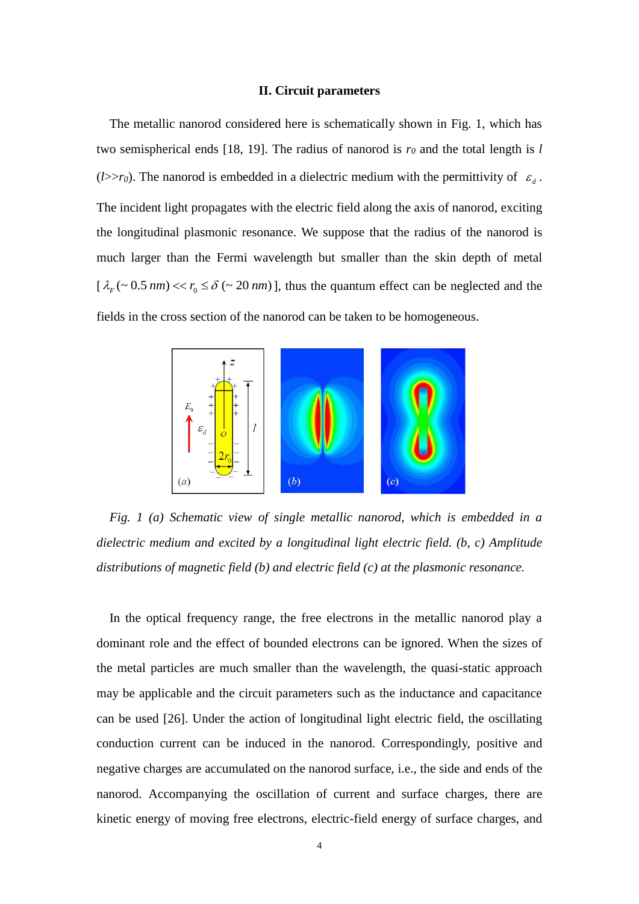## II. Circuit parameters

The metallic nanorod considered here is schematically shown in Fig. 1, which has two semispherical ends [18, 19]. The radius of nanorod is $r_0$ and the total length is $l$ ($l>>r_0$). The nanorod is embedded in a dielectric medium with the permittivity of $\varepsilon_d$. The incident light propagates with the electric field along the axis of nanorod, exciting the longitudinal plasmonic resonance. We suppose that the radius of the nanorod is much larger than the Fermi wavelength but smaller than the skin depth of metal [$\lambda_F (\sim 0.5\, nm) << r_0 \leq \delta (\sim 20\, nm)$], thus the quantum effect can be neglected and the fields in the cross section of the nanorod can be taken to be homogeneous.

*Fig. 1 (a) Schematic view of single metallic nanorod, which is embedded in a dielectric medium and excited by a longitudinal light electric field. (b, c) Amplitude distributions of magnetic field (b) and electric field (c) at the plasmonic resonance.*

In the optical frequency range, the free electrons in the metallic nanorod play a dominant role and the effect of bounded electrons can be ignored. When the sizes of the metal particles are much smaller than the wavelength, the quasi-static approach may be applicable and the circuit parameters such as the inductance and capacitance can be used [26]. Under the action of longitudinal light electric field, the oscillating conduction current can be induced in the nanorod. Correspondingly, positive and negative charges are accumulated on the nanorod surface, i.e., the side and ends of the nanorod. Accompanying the oscillation of current and surface charges, there are kinetic energy of moving free electrons, electric-field energy of surface charges, and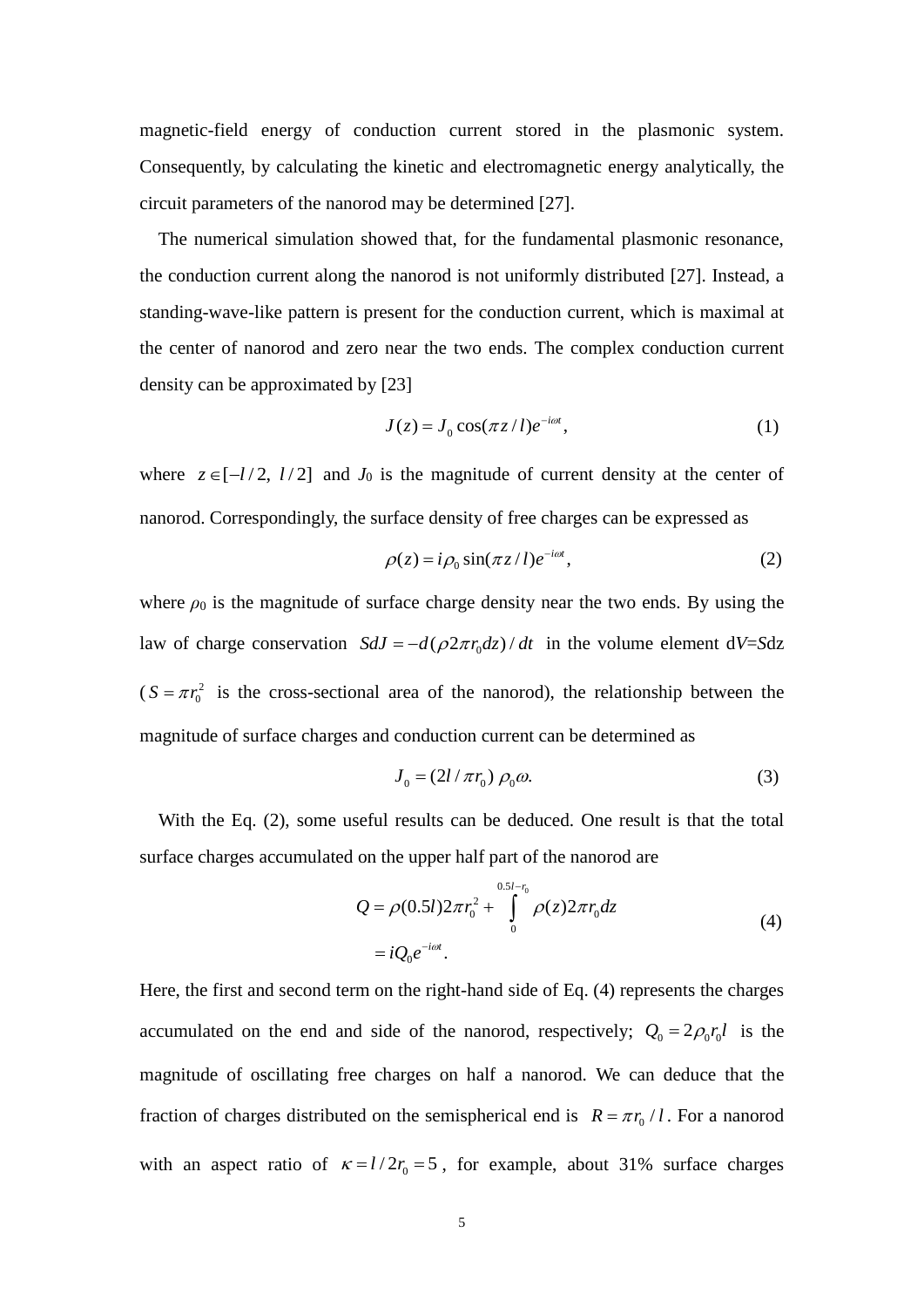magnetic-field energy of conduction current stored in the plasmonic system. Consequently, by calculating the kinetic and electromagnetic energy analytically, the circuit parameters of the nanorod may be determined [27].

The numerical simulation showed that, for the fundamental plasmonic resonance, the conduction current along the nanorod is not uniformly distributed [27]. Instead, a standing-wave-like pattern is present for the conduction current, which is maximal at the center of nanorod and zero near the two ends. The complex conduction current density can be approximated by [23]

$$J(z) = J_0 \cos(\pi z / l) e^{-i\omega t}, \tag{1}$$

where $z \in [-l/2,\ l/2]$ and $J_0$ is the magnitude of current density at the center of nanorod. Correspondingly, the surface density of free charges can be expressed as

$$\rho(z) = i\rho_0 \sin(\pi z / l) e^{-i\omega t}, \tag{2}$$

where $\rho_0$ is the magnitude of surface charge density near the two ends. By using the law of charge conservation $SdJ = -d(\rho 2\pi r_0 dz)/dt$ in the volume element d$V$=$S$dz ($S = \pi r_0^2$ is the cross-sectional area of the nanorod), the relationship between the magnitude of surface charges and conduction current can be determined as

$$J_0 = (2l / \pi r_0)\ \rho_0 \omega. \tag{3}$$

With the Eq. (2), some useful results can be deduced. One result is that the total surface charges accumulated on the upper half part of the nanorod are

$$\begin{aligned} Q &= \rho(0.5l) 2\pi r_0^2 + \int_0^{0.5l - r_0} \rho(z) 2\pi r_0 dz \\ &= iQ_0 e^{-i\omega t}. \end{aligned} \tag{4}$$

Here, the first and second term on the right-hand side of Eq. (4) represents the charges accumulated on the end and side of the nanorod, respectively; $Q_0 = 2\rho_0 r_0 l$ is the magnitude of oscillating free charges on half a nanorod. We can deduce that the fraction of charges distributed on the semispherical end is $R = \pi r_0 / l$. For a nanorod with an aspect ratio of $\kappa = l / 2r_0 = 5$, for example, about 31% surface charges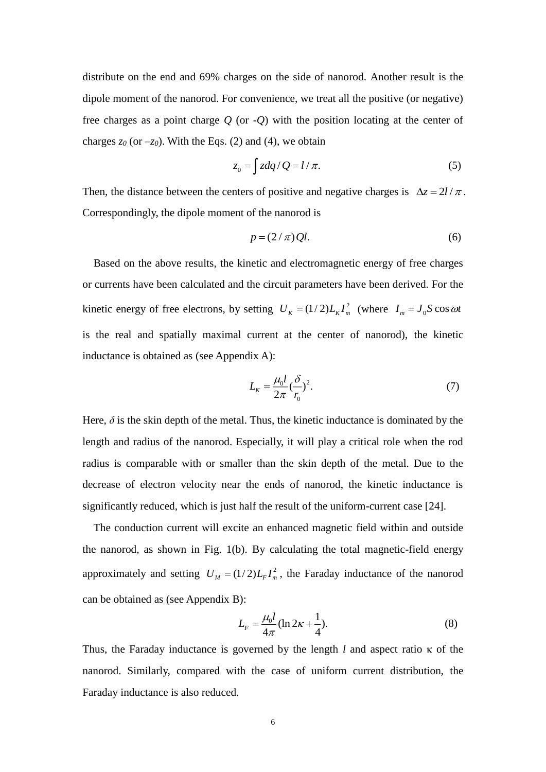distribute on the end and 69% charges on the side of nanorod. Another result is the dipole moment of the nanorod. For convenience, we treat all the positive (or negative) free charges as a point charge $Q$ (or $-Q$) with the position locating at the center of charges $z_0$ (or $-z_0$). With the Eqs. (2) and (4), we obtain

$$z_0 = \int z dq / Q = l / \pi. \tag{5}$$

Then, the distance between the centers of positive and negative charges is $\Delta z = 2l / \pi$. Correspondingly, the dipole moment of the nanorod is

$$p = (2 / \pi) Q l. \tag{6}$$

Based on the above results, the kinetic and electromagnetic energy of free charges or currents have been calculated and the circuit parameters have been derived. For the kinetic energy of free electrons, by setting $U_K = (1/2) L_K I_m^2$ (where $I_m = J_0 S \cos \omega t$ is the real and spatially maximal current at the center of nanorod), the kinetic inductance is obtained as (see Appendix A):

$$L_K = \frac{\mu_0 l}{2\pi} \left(\frac{\delta}{r_0}\right)^2. \tag{7}$$

Here, $\delta$ is the skin depth of the metal. Thus, the kinetic inductance is dominated by the length and radius of the nanorod. Especially, it will play a critical role when the rod radius is comparable with or smaller than the skin depth of the metal. Due to the decrease of electron velocity near the ends of nanorod, the kinetic inductance is significantly reduced, which is just half the result of the uniform-current case [24].

The conduction current will excite an enhanced magnetic field within and outside the nanorod, as shown in Fig. 1(b). By calculating the total magnetic-field energy approximately and setting $U_M = (1/2) L_F I_m^2$, the Faraday inductance of the nanorod can be obtained as (see Appendix B):

$$L_F = \frac{\mu_0 l}{4\pi} \left(\ln 2\kappa + \frac{1}{4}\right). \tag{8}$$

Thus, the Faraday inductance is governed by the length $l$ and aspect ratio $\kappa$ of the nanorod. Similarly, compared with the case of uniform current distribution, the Faraday inductance is also reduced.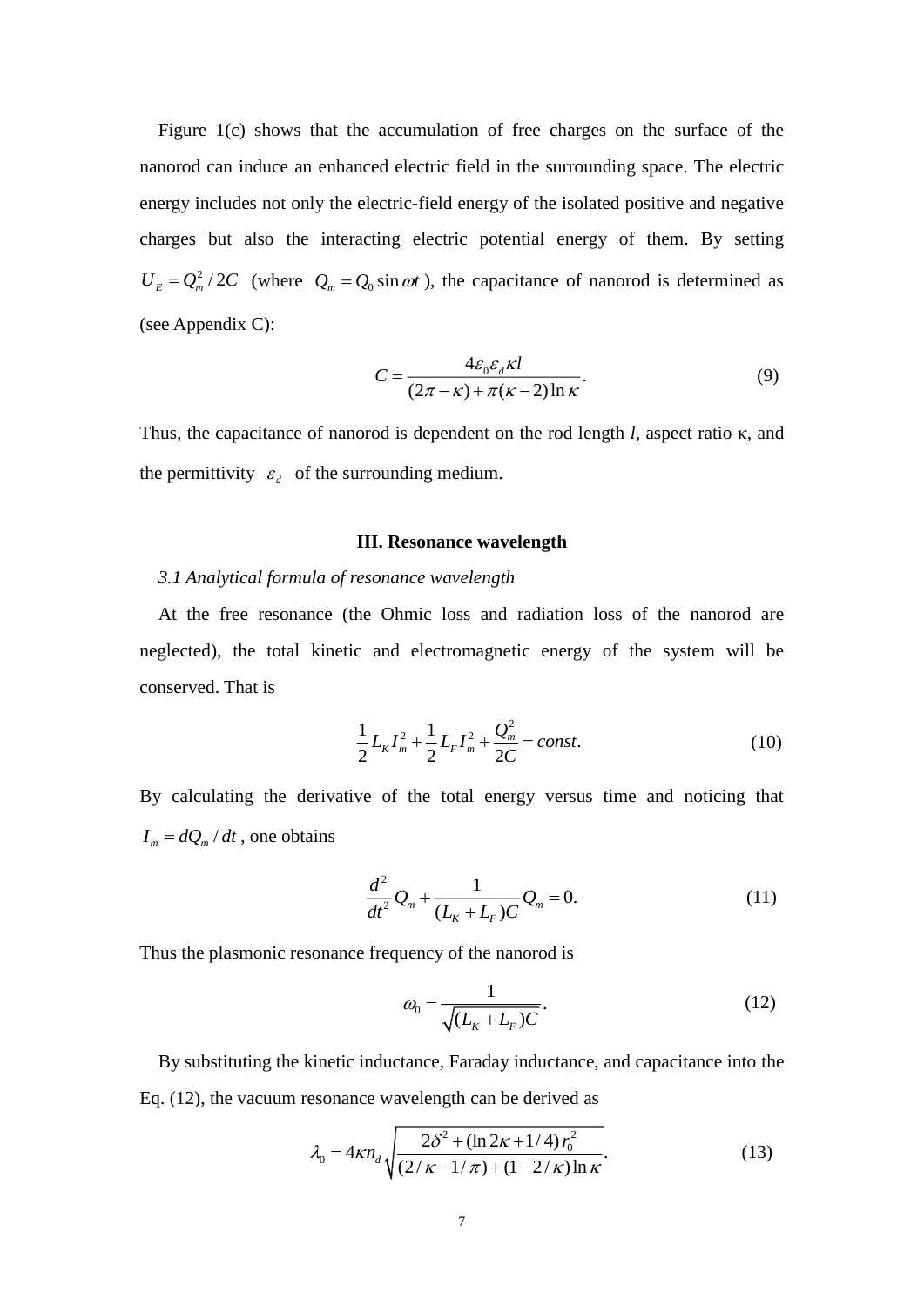Figure 1(c) shows that the accumulation of free charges on the surface of the nanorod can induce an enhanced electric field in the surrounding space. The electric energy includes not only the electric-field energy of the isolated positive and negative charges but also the interacting electric potential energy of them. By setting $U_E = Q_m^2 / 2C$ (where $Q_m = Q_0 \sin \omega t$), the capacitance of nanorod is determined as (see Appendix C):

$$C = \frac{4\varepsilon_0 \varepsilon_d \kappa l}{(2\pi - \kappa) + \pi(\kappa - 2)\ln \kappa}. \tag{9}$$

Thus, the capacitance of nanorod is dependent on the rod length $l$, aspect ratio $\kappa$, and the permittivity $\varepsilon_d$ of the surrounding medium.

## III. Resonance wavelength

### *3.1 Analytical formula of resonance wavelength*

At the free resonance (the Ohmic loss and radiation loss of the nanorod are neglected), the total kinetic and electromagnetic energy of the system will be conserved. That is

$$\frac{1}{2} L_K I_m^2 + \frac{1}{2} L_F I_m^2 + \frac{Q_m^2}{2C} = const. \tag{10}$$

By calculating the derivative of the total energy versus time and noticing that $I_m = dQ_m / dt$, one obtains

$$\frac{d^2}{dt^2} Q_m + \frac{1}{(L_K + L_F)C} Q_m = 0. \tag{11}$$

Thus the plasmonic resonance frequency of the nanorod is

$$\omega_0 = \frac{1}{\sqrt{(L_K + L_F)C}}. \tag{12}$$

By substituting the kinetic inductance, Faraday inductance, and capacitance into the Eq. (12), the vacuum resonance wavelength can be derived as

$$\lambda_0 = 4\kappa n_d \sqrt{\frac{2\delta^2 + (\ln 2\kappa + 1/4)\, r_0^2}{(2/\kappa - 1/\pi) + (1 - 2/\kappa)\ln \kappa}}. \tag{13}$$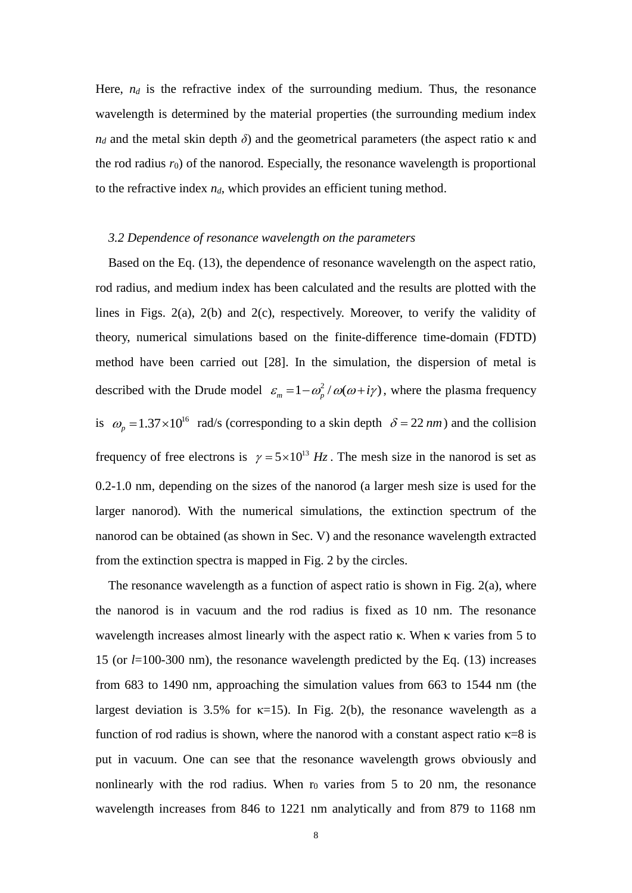Here, $n_d$ is the refractive index of the surrounding medium. Thus, the resonance wavelength is determined by the material properties (the surrounding medium index $n_d$ and the metal skin depth $\delta$) and the geometrical parameters (the aspect ratio $\kappa$ and the rod radius $r_0$) of the nanorod. Especially, the resonance wavelength is proportional to the refractive index $n_d$, which provides an efficient tuning method.

### *3.2 Dependence of resonance wavelength on the parameters*

Based on the Eq. (13), the dependence of resonance wavelength on the aspect ratio, rod radius, and medium index has been calculated and the results are plotted with the lines in Figs. 2(a), 2(b) and 2(c), respectively. Moreover, to verify the validity of theory, numerical simulations based on the finite-difference time-domain (FDTD) method have been carried out [28]. In the simulation, the dispersion of metal is described with the Drude model $\varepsilon_m = 1 - \omega_p^2 / \omega(\omega + i\gamma)$, where the plasma frequency is $\omega_p = 1.37 \times 10^{16}$ rad/s (corresponding to a skin depth $\delta = 22\ nm$) and the collision frequency of free electrons is $\gamma = 5 \times 10^{13}\ Hz$. The mesh size in the nanorod is set as 0.2-1.0 nm, depending on the sizes of the nanorod (a larger mesh size is used for the larger nanorod). With the numerical simulations, the extinction spectrum of the nanorod can be obtained (as shown in Sec. V) and the resonance wavelength extracted from the extinction spectra is mapped in Fig. 2 by the circles.

The resonance wavelength as a function of aspect ratio is shown in Fig. 2(a), where the nanorod is in vacuum and the rod radius is fixed as 10 nm. The resonance wavelength increases almost linearly with the aspect ratio $\kappa$. When $\kappa$ varies from 5 to 15 (or $l$=100-300 nm), the resonance wavelength predicted by the Eq. (13) increases from 683 to 1490 nm, approaching the simulation values from 663 to 1544 nm (the largest deviation is 3.5% for $\kappa$=15). In Fig. 2(b), the resonance wavelength as a function of rod radius is shown, where the nanorod with a constant aspect ratio $\kappa$=8 is put in vacuum. One can see that the resonance wavelength grows obviously and nonlinearly with the rod radius. When $r_0$ varies from 5 to 20 nm, the resonance wavelength increases from 846 to 1221 nm analytically and from 879 to 1168 nm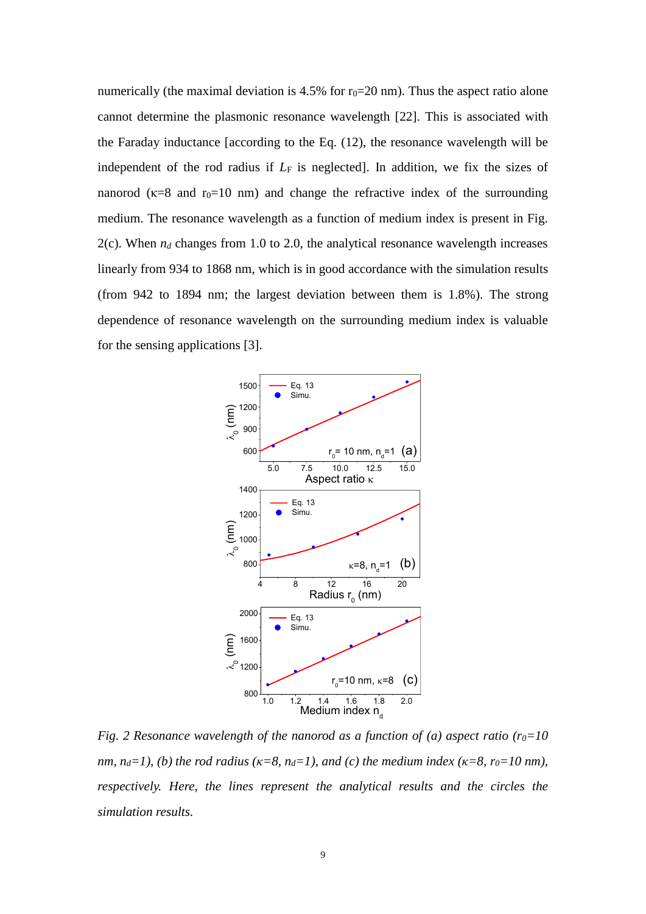numerically (the maximal deviation is 4.5% for $r_0$=20 nm). Thus the aspect ratio alone cannot determine the plasmonic resonance wavelength [22]. This is associated with the Faraday inductance [according to the Eq. (12), the resonance wavelength will be independent of the rod radius if $L_F$ is neglected]. In addition, we fix the sizes of nanorod ($\kappa$=8 and $r_0$=10 nm) and change the refractive index of the surrounding medium. The resonance wavelength as a function of medium index is present in Fig. 2(c). When $n_d$ changes from 1.0 to 2.0, the analytical resonance wavelength increases linearly from 934 to 1868 nm, which is in good accordance with the simulation results (from 942 to 1894 nm; the largest deviation between them is 1.8%). The strong dependence of resonance wavelength on the surrounding medium index is valuable for the sensing applications [3].

*Fig. 2 Resonance wavelength of the nanorod as a function of (a) aspect ratio ($r_0$=10 nm, $n_d$=1), (b) the rod radius ($\kappa$=8, $n_d$=1), and (c) the medium index ($\kappa$=8, $r_0$=10 nm), respectively. Here, the lines represent the analytical results and the circles the simulation results.*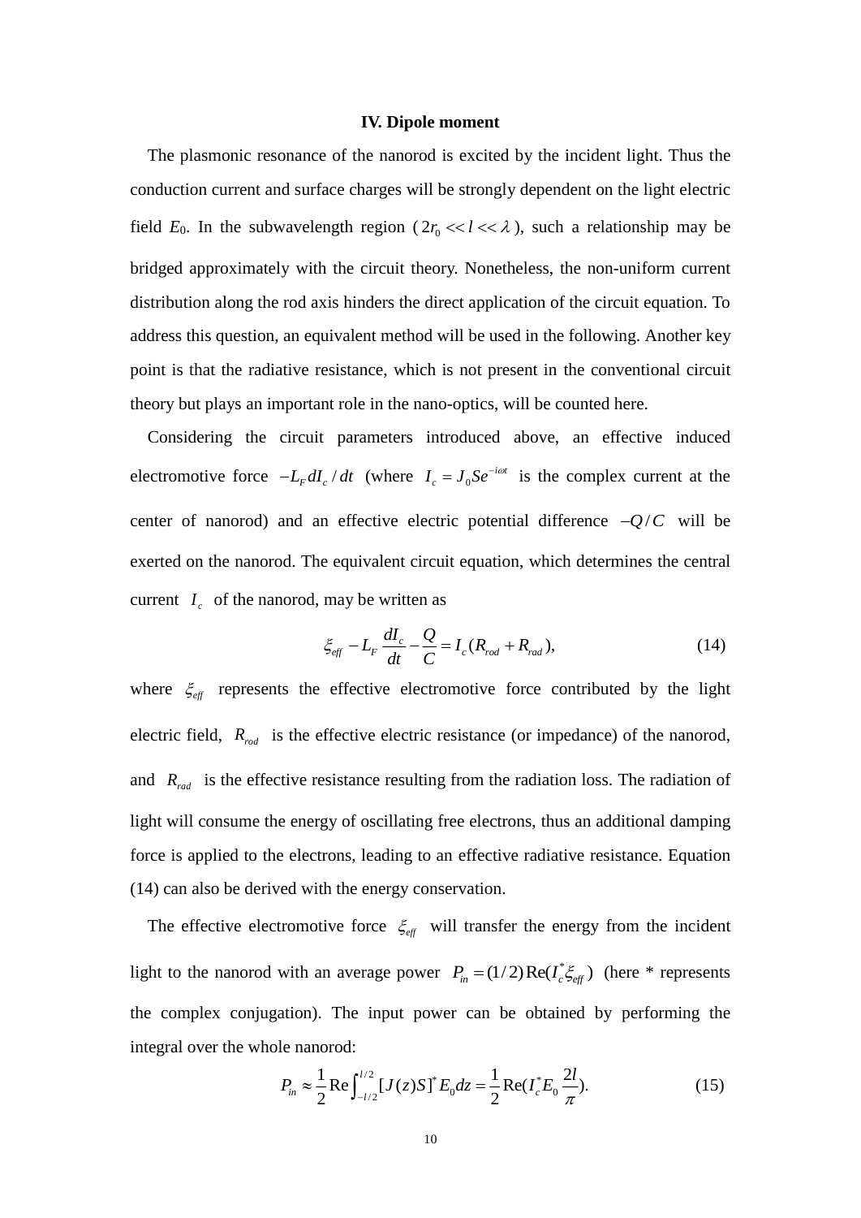### IV. Dipole moment

The plasmonic resonance of the nanorod is excited by the incident light. Thus the conduction current and surface charges will be strongly dependent on the light electric field $E_0$. In the subwavelength region ($2r_0 << l << \lambda$), such a relationship may be bridged approximately with the circuit theory. Nonetheless, the non-uniform current distribution along the rod axis hinders the direct application of the circuit equation. To address this question, an equivalent method will be used in the following. Another key point is that the radiative resistance, which is not present in the conventional circuit theory but plays an important role in the nano-optics, will be counted here.

Considering the circuit parameters introduced above, an effective induced electromotive force $-L_F dI_c/dt$ (where $I_c = J_0 S e^{-i\omega t}$ is the complex current at the center of nanorod) and an effective electric potential difference $-Q/C$ will be exerted on the nanorod. The equivalent circuit equation, which determines the central current $I_c$ of the nanorod, may be written as

$$\xi_{eff} - L_F \frac{dI_c}{dt} - \frac{Q}{C} = I_c (R_{rod} + R_{rad}), \tag{14}$$

where $\xi_{eff}$ represents the effective electromotive force contributed by the light electric field, $R_{rod}$ is the effective electric resistance (or impedance) of the nanorod, and $R_{rad}$ is the effective resistance resulting from the radiation loss. The radiation of light will consume the energy of oscillating free electrons, thus an additional damping force is applied to the electrons, leading to an effective radiative resistance. Equation (14) can also be derived with the energy conservation.

The effective electromotive force $\xi_{eff}$ will transfer the energy from the incident light to the nanorod with an average power $P_{in} = (1/2)\mathrm{Re}(I_c^* \xi_{eff})$ (here * represents the complex conjugation). The input power can be obtained by performing the integral over the whole nanorod:

$$P_{in} \approx \frac{1}{2}\mathrm{Re}\int_{-l/2}^{l/2} [J(z)S]^* E_0 dz = \frac{1}{2}\mathrm{Re}(I_c^* E_0 \frac{2l}{\pi}). \tag{15}$$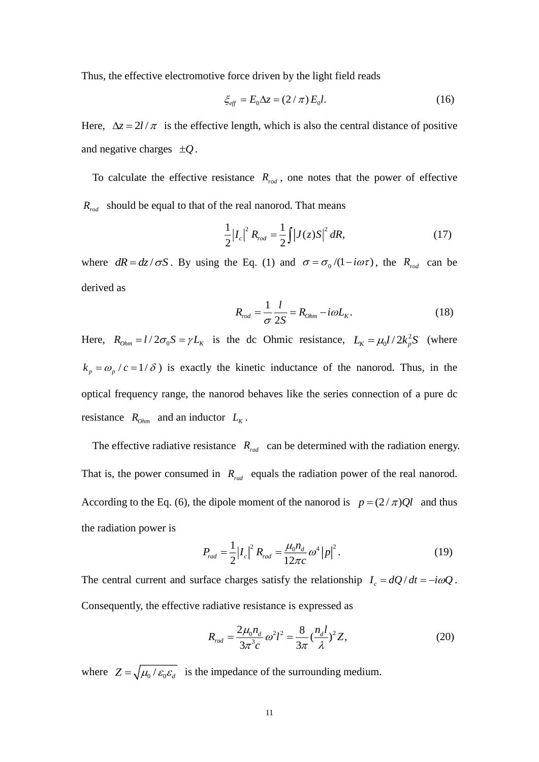Thus, the effective electromotive force driven by the light field reads

$$\xi_{eff} = E_0 \Delta z = (2/\pi) E_0 l. \tag{16}$$

Here, $\Delta z = 2l/\pi$ is the effective length, which is also the central distance of positive and negative charges $\pm Q$.

To calculate the effective resistance $R_{rod}$, one notes that the power of effective $R_{rod}$ should be equal to that of the real nanorod. That means

$$\frac{1}{2}|I_c|^2 R_{rod} = \frac{1}{2}\int |J(z)S|^2 \, dR, \tag{17}$$

where $dR = dz/\sigma S$. By using the Eq. (1) and $\sigma = \sigma_0/(1-i\omega\tau)$, the $R_{rod}$ can be derived as

$$R_{rod} = \frac{1}{\sigma}\frac{l}{2S} = R_{Ohm} - i\omega L_K. \tag{18}$$

Here, $R_{Ohm} = l/2\sigma_0 S = \gamma L_K$ is the dc Ohmic resistance, $L_K = \mu_0 l/2k_p^2 S$ (where $k_p = \omega_p/c = 1/\delta$) is exactly the kinetic inductance of the nanorod. Thus, in the optical frequency range, the nanorod behaves like the series connection of a pure dc resistance $R_{Ohm}$ and an inductor $L_K$.

The effective radiative resistance $R_{rad}$ can be determined with the radiation energy. That is, the power consumed in $R_{rad}$ equals the radiation power of the real nanorod. According to the Eq. (6), the dipole moment of the nanorod is $p = (2/\pi)Ql$ and thus the radiation power is

$$P_{rad} = \frac{1}{2}|I_c|^2 R_{rad} = \frac{\mu_0 n_d}{12\pi c}\omega^4 |p|^2. \tag{19}$$

The central current and surface charges satisfy the relationship $I_c = dQ/dt = -i\omega Q$. Consequently, the effective radiative resistance is expressed as

$$R_{rad} = \frac{2\mu_0 n_d}{3\pi^3 c}\omega^2 l^2 = \frac{8}{3\pi}\left(\frac{n_d l}{\lambda}\right)^2 Z, \tag{20}$$

where $Z = \sqrt{\mu_0/\varepsilon_0\varepsilon_d}$ is the impedance of the surrounding medium.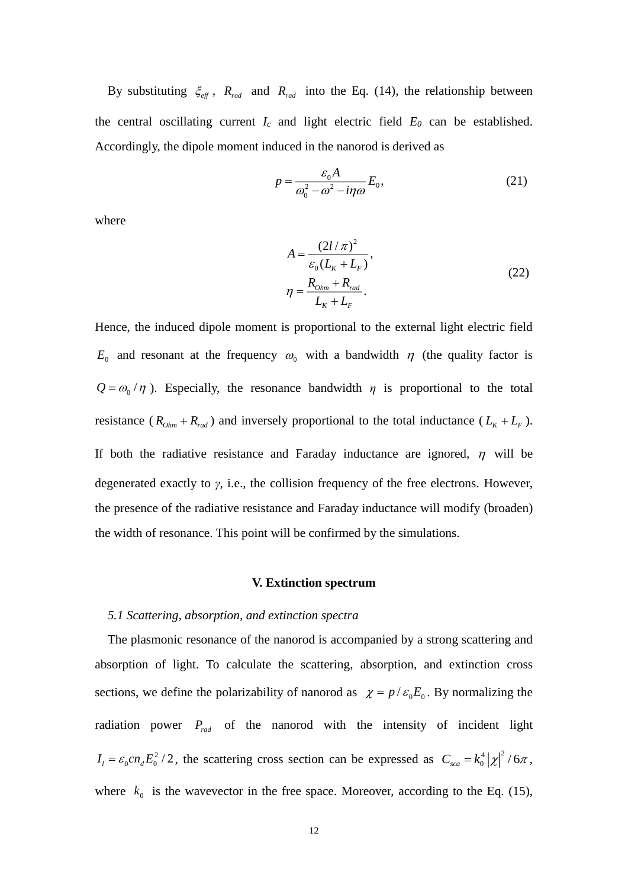By substituting $\xi_{eff}$, $R_{rod}$ and $R_{rad}$ into the Eq. (14), the relationship between the central oscillating current $I_c$ and light electric field $E_0$ can be established. Accordingly, the dipole moment induced in the nanorod is derived as

$$p = \frac{\varepsilon_0 A}{\omega_0^2 - \omega^2 - i\eta\omega} E_0, \tag{21}$$

where

$$\begin{aligned} A &= \frac{(2l/\pi)^2}{\varepsilon_0 (L_K + L_F)}, \\ \eta &= \frac{R_{Ohm} + R_{rad}}{L_K + L_F}. \end{aligned} \tag{22}$$

Hence, the induced dipole moment is proportional to the external light electric field $E_0$ and resonant at the frequency $\omega_0$ with a bandwidth $\eta$ (the quality factor is $Q = \omega_0 / \eta$). Especially, the resonance bandwidth $\eta$ is proportional to the total resistance ($R_{Ohm} + R_{rad}$) and inversely proportional to the total inductance ($L_K + L_F$). If both the radiative resistance and Faraday inductance are ignored, $\eta$ will be degenerated exactly to $\gamma$, i.e., the collision frequency of the free electrons. However, the presence of the radiative resistance and Faraday inductance will modify (broaden) the width of resonance. This point will be confirmed by the simulations.

## V. Extinction spectrum

### *5.1 Scattering, absorption, and extinction spectra*

The plasmonic resonance of the nanorod is accompanied by a strong scattering and absorption of light. To calculate the scattering, absorption, and extinction cross sections, we define the polarizability of nanorod as $\chi = p / \varepsilon_0 E_0$. By normalizing the radiation power $P_{rad}$ of the nanorod with the intensity of incident light $I_l = \varepsilon_0 c n_d E_0^2 / 2$, the scattering cross section can be expressed as $C_{sca} = k_0^4 |\chi|^2 / 6\pi$, where $k_0$ is the wavevector in the free space. Moreover, according to the Eq. (15),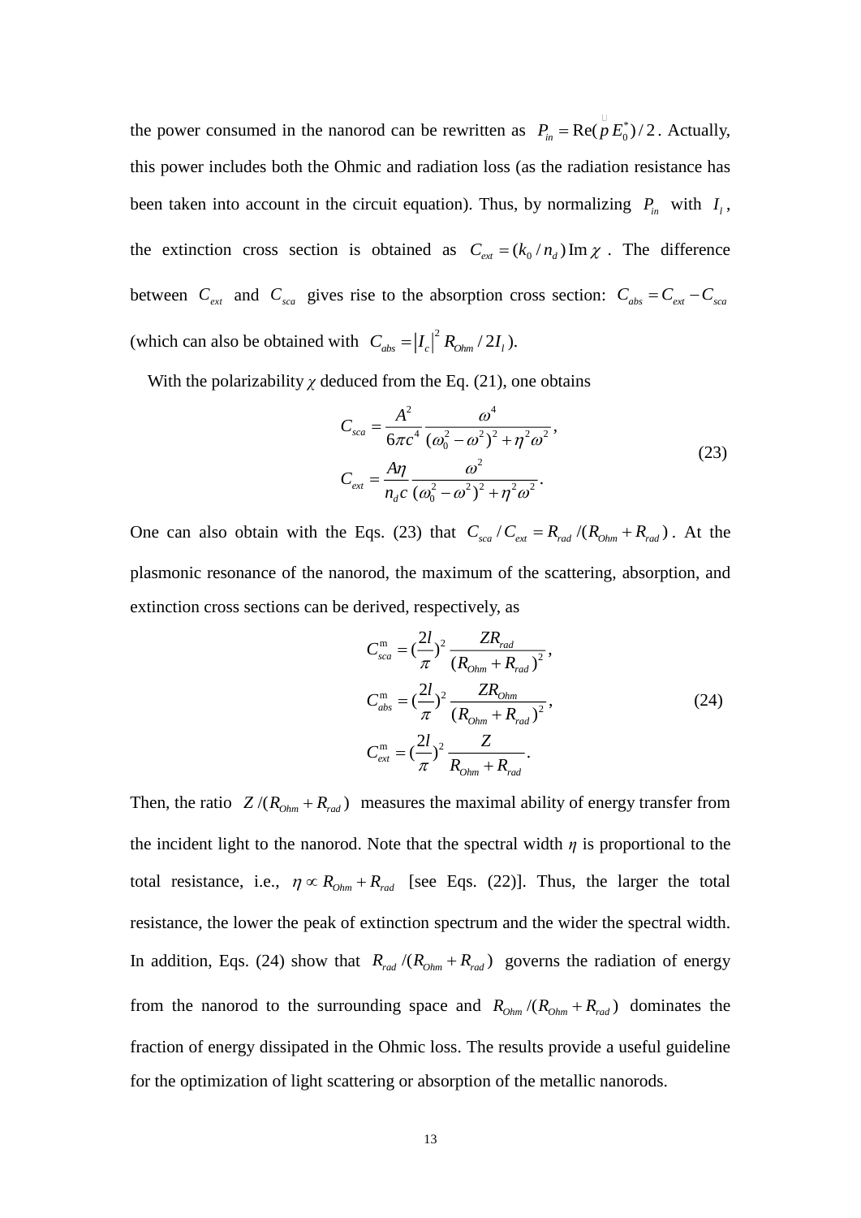the power consumed in the nanorod can be rewritten as $P_{in} = \mathrm{Re}(\dot{p} E_0^*)/2$. Actually, this power includes both the Ohmic and radiation loss (as the radiation resistance has been taken into account in the circuit equation). Thus, by normalizing $P_{in}$ with $I_l$, the extinction cross section is obtained as $C_{ext} = (k_0 / n_d)\,\mathrm{Im}\,\chi$. The difference between $C_{ext}$ and $C_{sca}$ gives rise to the absorption cross section: $C_{abs} = C_{ext} - C_{sca}$ (which can also be obtained with $C_{abs} = |I_c|^2 R_{Ohm} / 2I_l$).

With the polarizability $\chi$ deduced from the Eq. (21), one obtains

$$
\begin{aligned}
C_{sca} &= \frac{A^2}{6\pi c^4} \frac{\omega^4}{(\omega_0^2 - \omega^2)^2 + \eta^2 \omega^2}, \\
C_{ext} &= \frac{A\eta}{n_d c} \frac{\omega^2}{(\omega_0^2 - \omega^2)^2 + \eta^2 \omega^2}.
\end{aligned}
\tag{23}
$$

One can also obtain with the Eqs. (23) that $C_{sca} / C_{ext} = R_{rad} / (R_{Ohm} + R_{rad})$. At the plasmonic resonance of the nanorod, the maximum of the scattering, absorption, and extinction cross sections can be derived, respectively, as

$$
\begin{aligned}
C_{sca}^{\mathrm{m}} &= \left(\frac{2l}{\pi}\right)^2 \frac{Z R_{rad}}{(R_{Ohm} + R_{rad})^2}, \\
C_{abs}^{\mathrm{m}} &= \left(\frac{2l}{\pi}\right)^2 \frac{Z R_{Ohm}}{(R_{Ohm} + R_{rad})^2}, \\
C_{ext}^{\mathrm{m}} &= \left(\frac{2l}{\pi}\right)^2 \frac{Z}{R_{Ohm} + R_{rad}}.
\end{aligned}
\tag{24}
$$

Then, the ratio $Z / (R_{Ohm} + R_{rad})$ measures the maximal ability of energy transfer from the incident light to the nanorod. Note that the spectral width $\eta$ is proportional to the total resistance, i.e., $\eta \propto R_{Ohm} + R_{rad}$ [see Eqs. (22)]. Thus, the larger the total resistance, the lower the peak of extinction spectrum and the wider the spectral width. In addition, Eqs. (24) show that $R_{rad} / (R_{Ohm} + R_{rad})$ governs the radiation of energy from the nanorod to the surrounding space and $R_{Ohm} / (R_{Ohm} + R_{rad})$ dominates the fraction of energy dissipated in the Ohmic loss. The results provide a useful guideline for the optimization of light scattering or absorption of the metallic nanorods.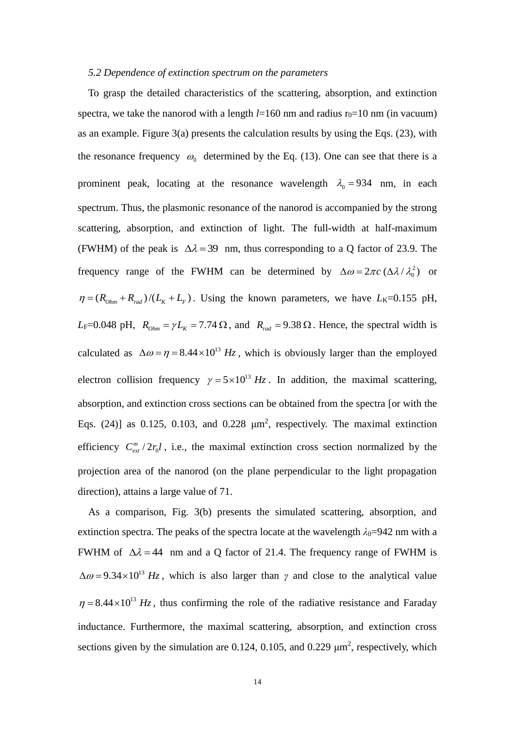*5.2 Dependence of extinction spectrum on the parameters*

To grasp the detailed characteristics of the scattering, absorption, and extinction spectra, we take the nanorod with a length $l$=160 nm and radius $r_0$=10 nm (in vacuum) as an example. Figure 3(a) presents the calculation results by using the Eqs. (23), with the resonance frequency $\omega_0$ determined by the Eq. (13). One can see that there is a prominent peak, locating at the resonance wavelength $\lambda_0 = 934$ nm, in each spectrum. Thus, the plasmonic resonance of the nanorod is accompanied by the strong scattering, absorption, and extinction of light. The full-width at half-maximum (FWHM) of the peak is $\Delta\lambda = 39$ nm, thus corresponding to a Q factor of 23.9. The frequency range of the FWHM can be determined by $\Delta\omega = 2\pi c\,(\Delta\lambda / \lambda_0^2)$ or $\eta = (R_{Ohm} + R_{rad})/(L_K + L_F)$. Using the known parameters, we have $L_K$=0.155 pH, $L_F$=0.048 pH, $R_{Ohm} = \gamma L_K = 7.74\,\Omega$, and $R_{rad} = 9.38\,\Omega$. Hence, the spectral width is calculated as $\Delta\omega = \eta = 8.44\times10^{13}\ Hz$, which is obviously larger than the employed electron collision frequency $\gamma = 5\times10^{13}\ Hz$. In addition, the maximal scattering, absorption, and extinction cross sections can be obtained from the spectra [or with the Eqs. (24)] as 0.125, 0.103, and 0.228 μm$^2$, respectively. The maximal extinction efficiency $C_{ext}^m / 2r_0 l$, i.e., the maximal extinction cross section normalized by the projection area of the nanorod (on the plane perpendicular to the light propagation direction), attains a large value of 71.

As a comparison, Fig. 3(b) presents the simulated scattering, absorption, and extinction spectra. The peaks of the spectra locate at the wavelength $\lambda_0$=942 nm with a FWHM of $\Delta\lambda = 44$ nm and a Q factor of 21.4. The frequency range of FWHM is $\Delta\omega = 9.34\times10^{13}\ Hz$, which is also larger than $\gamma$ and close to the analytical value $\eta = 8.44\times10^{13}\ Hz$, thus confirming the role of the radiative resistance and Faraday inductance. Furthermore, the maximal scattering, absorption, and extinction cross sections given by the simulation are 0.124, 0.105, and 0.229 μm$^2$, respectively, which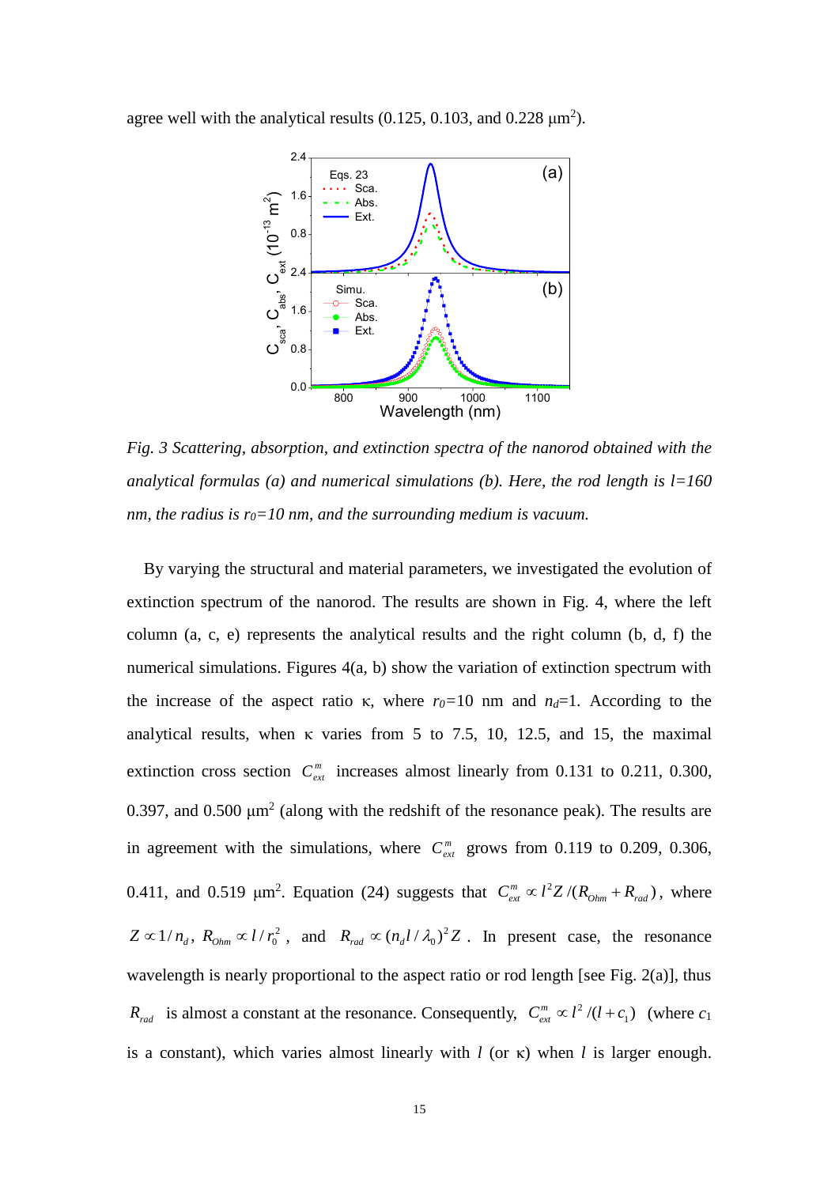agree well with the analytical results (0.125, 0.103, and 0.228 μm$^2$).

*Fig. 3 Scattering, absorption, and extinction spectra of the nanorod obtained with the analytical formulas (a) and numerical simulations (b). Here, the rod length is l=160 nm, the radius is $r_0$=10 nm, and the surrounding medium is vacuum.*

By varying the structural and material parameters, we investigated the evolution of extinction spectrum of the nanorod. The results are shown in Fig. 4, where the left column (a, c, e) represents the analytical results and the right column (b, d, f) the numerical simulations. Figures 4(a, b) show the variation of extinction spectrum with the increase of the aspect ratio κ, where $r_0$=10 nm and $n_d$=1. According to the analytical results, when κ varies from 5 to 7.5, 10, 12.5, and 15, the maximal extinction cross section $C_{ext}^{m}$ increases almost linearly from 0.131 to 0.211, 0.300, 0.397, and 0.500 μm$^2$ (along with the redshift of the resonance peak). The results are in agreement with the simulations, where $C_{ext}^{m}$ grows from 0.119 to 0.209, 0.306, 0.411, and 0.519 μm$^2$. Equation (24) suggests that $C_{ext}^{m} \propto l^2 Z/(R_{Ohm}+R_{rad})$, where $Z \propto 1/n_d$, $R_{Ohm} \propto l/r_0^2$, and $R_{rad} \propto (n_d l/\lambda_0)^2 Z$. In present case, the resonance wavelength is nearly proportional to the aspect ratio or rod length [see Fig. 2(a)], thus $R_{rad}$ is almost a constant at the resonance. Consequently, $C_{ext}^{m} \propto l^2/(l+c_1)$ (where $c_1$ is a constant), which varies almost linearly with $l$ (or κ) when $l$ is larger enough.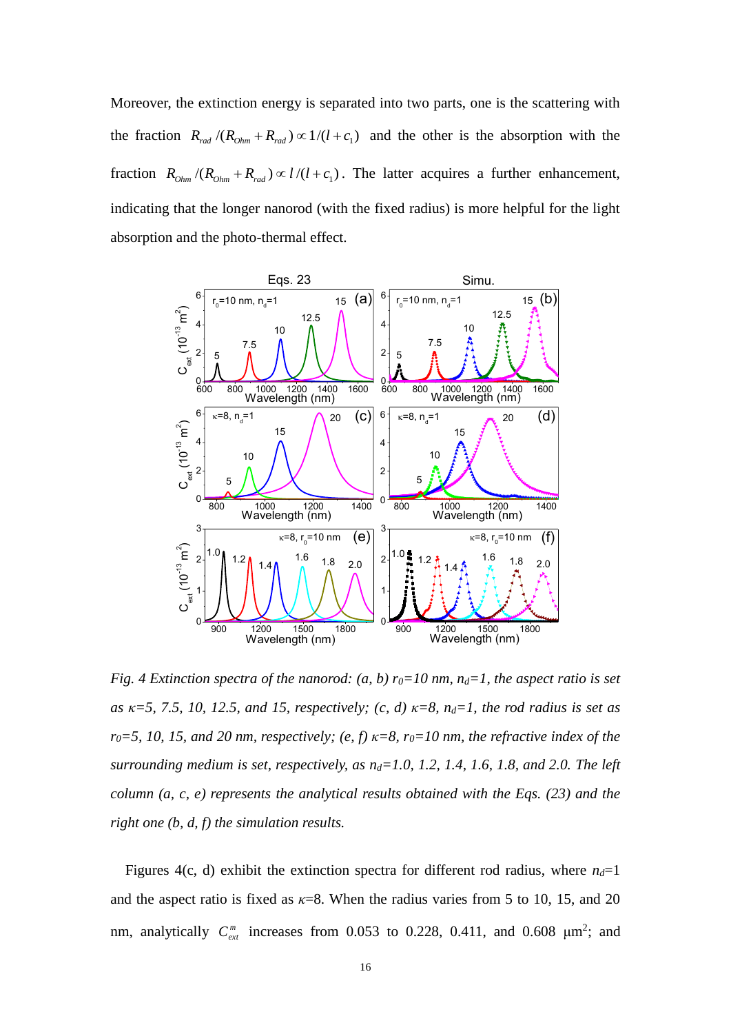Moreover, the extinction energy is separated into two parts, one is the scattering with the fraction $R_{rad}/(R_{Ohm}+R_{rad}) \propto 1/(l+c_1)$ and the other is the absorption with the fraction $R_{Ohm}/(R_{Ohm}+R_{rad}) \propto l/(l+c_1)$. The latter acquires a further enhancement, indicating that the longer nanorod (with the fixed radius) is more helpful for the light absorption and the photo-thermal effect.

*Fig. 4 Extinction spectra of the nanorod: (a, b) $r_0$=10 nm, $n_d$=1, the aspect ratio is set as $\kappa$=5, 7.5, 10, 12.5, and 15, respectively; (c, d) $\kappa$=8, $n_d$=1, the rod radius is set as $r_0$=5, 10, 15, and 20 nm, respectively; (e, f) $\kappa$=8, $r_0$=10 nm, the refractive index of the surrounding medium is set, respectively, as $n_d$=1.0, 1.2, 1.4, 1.6, 1.8, and 2.0. The left column (a, c, e) represents the analytical results obtained with the Eqs. (23) and the right one (b, d, f) the simulation results.*

Figures 4(c, d) exhibit the extinction spectra for different rod radius, where $n_d$=1 and the aspect ratio is fixed as $\kappa$=8. When the radius varies from 5 to 10, 15, and 20 nm, analytically $C_{ext}^{m}$ increases from 0.053 to 0.228, 0.411, and 0.608 μm$^2$; and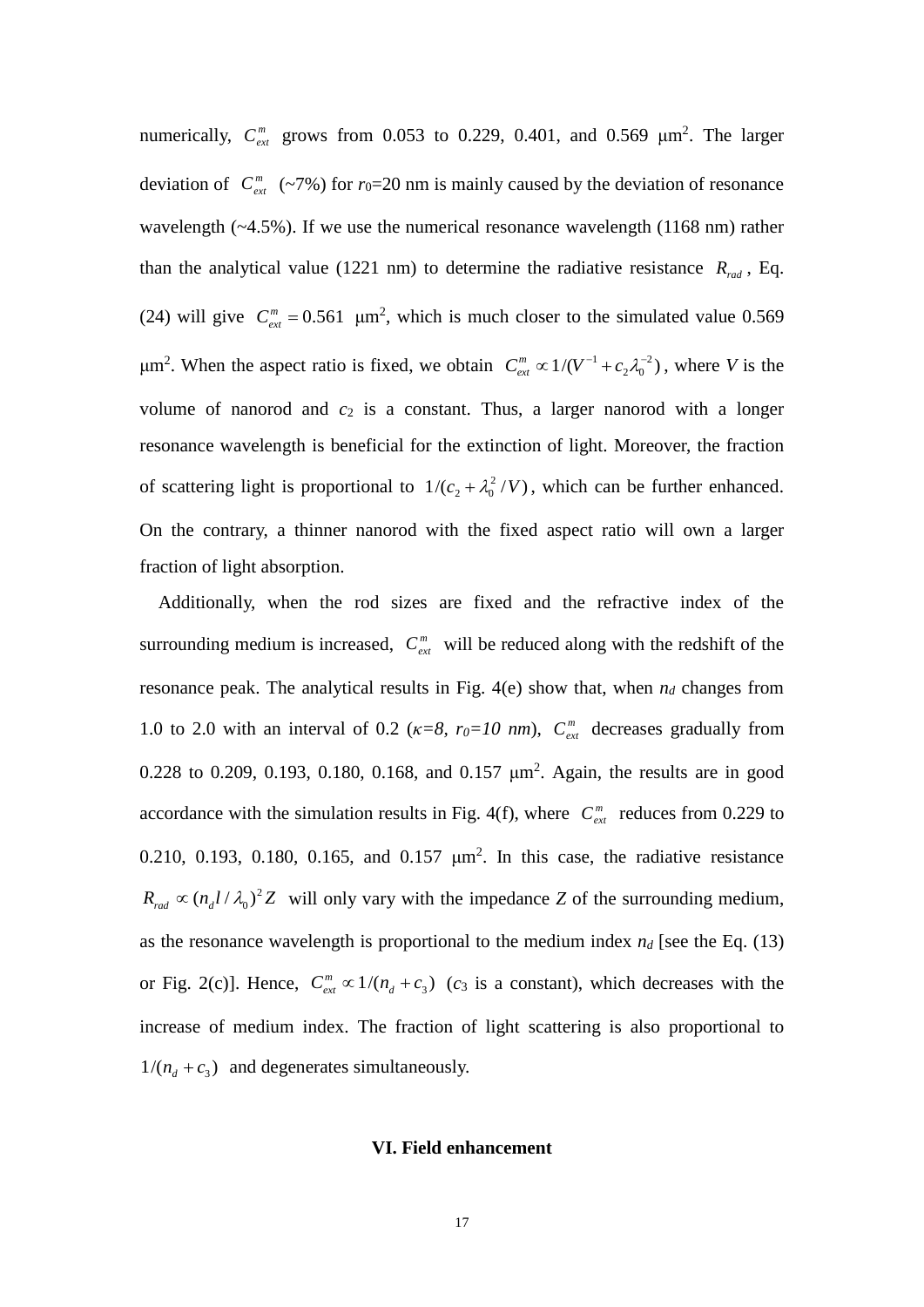numerically, $C_{ext}^{m}$ grows from 0.053 to 0.229, 0.401, and 0.569 μm$^2$. The larger deviation of $C_{ext}^{m}$ (~7%) for $r_0$=20 nm is mainly caused by the deviation of resonance wavelength (~4.5%). If we use the numerical resonance wavelength (1168 nm) rather than the analytical value (1221 nm) to determine the radiative resistance $R_{rad}$, Eq. (24) will give $C_{ext}^{m} = 0.561$ μm$^2$, which is much closer to the simulated value 0.569 μm$^2$. When the aspect ratio is fixed, we obtain $C_{ext}^{m} \propto 1/(V^{-1} + c_2\lambda_0^{-2})$, where $V$ is the volume of nanorod and $c_2$ is a constant. Thus, a larger nanorod with a longer resonance wavelength is beneficial for the extinction of light. Moreover, the fraction of scattering light is proportional to $1/(c_2 + \lambda_0^2 / V)$, which can be further enhanced. On the contrary, a thinner nanorod with the fixed aspect ratio will own a larger fraction of light absorption.

Additionally, when the rod sizes are fixed and the refractive index of the surrounding medium is increased, $C_{ext}^{m}$ will be reduced along with the redshift of the resonance peak. The analytical results in Fig. 4(e) show that, when $n_d$ changes from 1.0 to 2.0 with an interval of 0.2 (*κ=8, $r_0$=10 nm*), $C_{ext}^{m}$ decreases gradually from 0.228 to 0.209, 0.193, 0.180, 0.168, and 0.157 μm$^2$. Again, the results are in good accordance with the simulation results in Fig. 4(f), where $C_{ext}^{m}$ reduces from 0.229 to 0.210, 0.193, 0.180, 0.165, and 0.157 μm$^2$. In this case, the radiative resistance $R_{rad} \propto (n_d l / \lambda_0)^2 Z$ will only vary with the impedance $Z$ of the surrounding medium, as the resonance wavelength is proportional to the medium index $n_d$ [see the Eq. (13) or Fig. 2(c)]. Hence, $C_{ext}^{m} \propto 1/(n_d + c_3)$ ($c_3$ is a constant), which decreases with the increase of medium index. The fraction of light scattering is also proportional to $1/(n_d + c_3)$ and degenerates simultaneously.

## VI. Field enhancement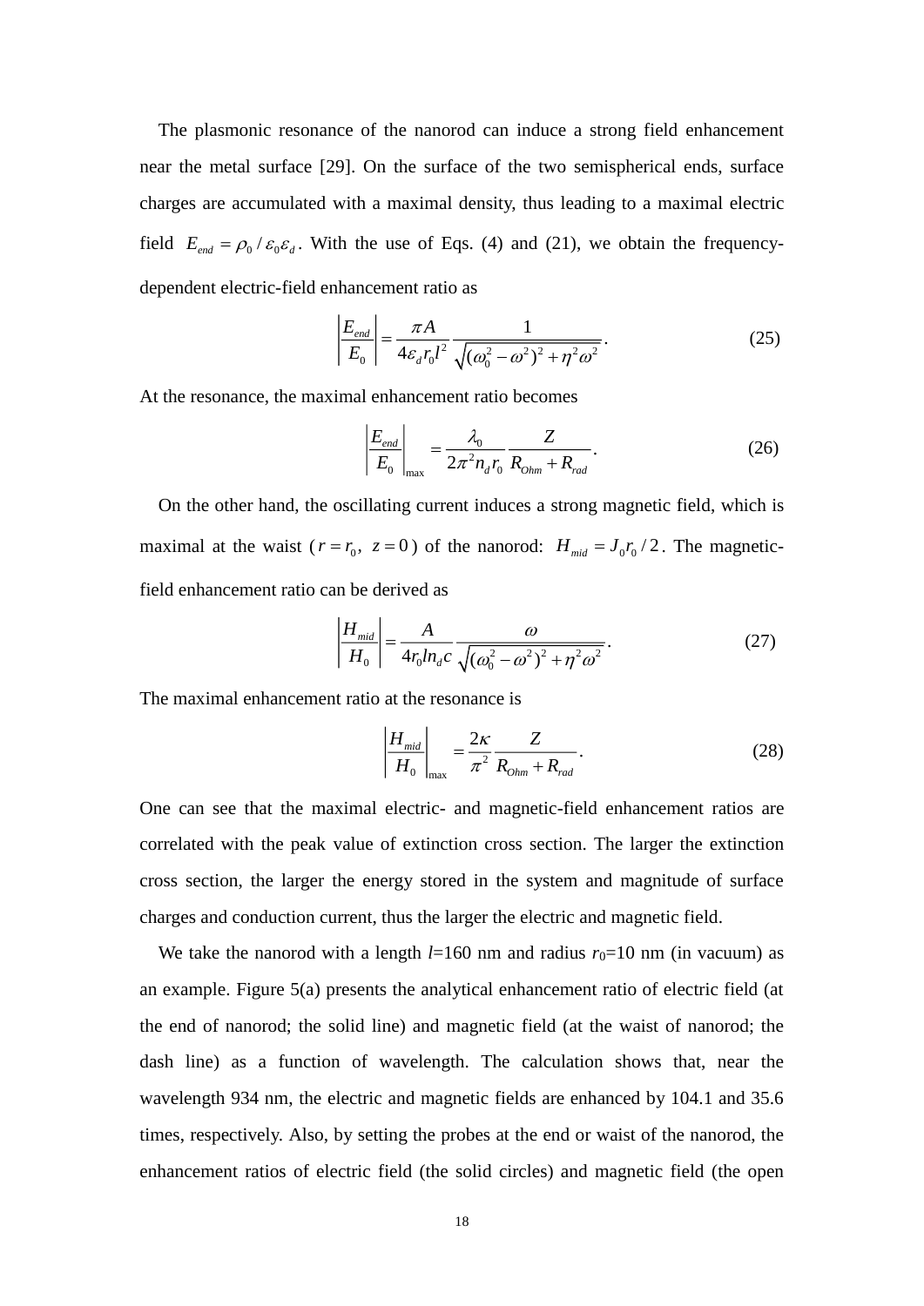The plasmonic resonance of the nanorod can induce a strong field enhancement near the metal surface [29]. On the surface of the two semispherical ends, surface charges are accumulated with a maximal density, thus leading to a maximal electric field $E_{end} = \rho_0 / \varepsilon_0 \varepsilon_d$. With the use of Eqs. (4) and (21), we obtain the frequency-dependent electric-field enhancement ratio as

$$\left|\frac{E_{end}}{E_0}\right| = \frac{\pi A}{4\varepsilon_d r_0 l^2} \frac{1}{\sqrt{(\omega_0^2 - \omega^2)^2 + \eta^2 \omega^2}}. \tag{25}$$

At the resonance, the maximal enhancement ratio becomes

$$\left|\frac{E_{end}}{E_0}\right|_{\max} = \frac{\lambda_0}{2\pi^2 n_d r_0} \frac{Z}{R_{Ohm} + R_{rad}}. \tag{26}$$

On the other hand, the oscillating current induces a strong magnetic field, which is maximal at the waist ($r = r_0,\ z = 0$) of the nanorod: $H_{mid} = J_0 r_0 / 2$. The magnetic-field enhancement ratio can be derived as

$$\left|\frac{H_{mid}}{H_0}\right| = \frac{A}{4 r_0 l n_d c} \frac{\omega}{\sqrt{(\omega_0^2 - \omega^2)^2 + \eta^2 \omega^2}}. \tag{27}$$

The maximal enhancement ratio at the resonance is

$$\left|\frac{H_{mid}}{H_0}\right|_{\max} = \frac{2\kappa}{\pi^2} \frac{Z}{R_{Ohm} + R_{rad}}. \tag{28}$$

One can see that the maximal electric- and magnetic-field enhancement ratios are correlated with the peak value of extinction cross section. The larger the extinction cross section, the larger the energy stored in the system and magnitude of surface charges and conduction current, thus the larger the electric and magnetic field.

We take the nanorod with a length $l$=160 nm and radius $r_0$=10 nm (in vacuum) as an example. Figure 5(a) presents the analytical enhancement ratio of electric field (at the end of nanorod; the solid line) and magnetic field (at the waist of nanorod; the dash line) as a function of wavelength. The calculation shows that, near the wavelength 934 nm, the electric and magnetic fields are enhanced by 104.1 and 35.6 times, respectively. Also, by setting the probes at the end or waist of the nanorod, the enhancement ratios of electric field (the solid circles) and magnetic field (the open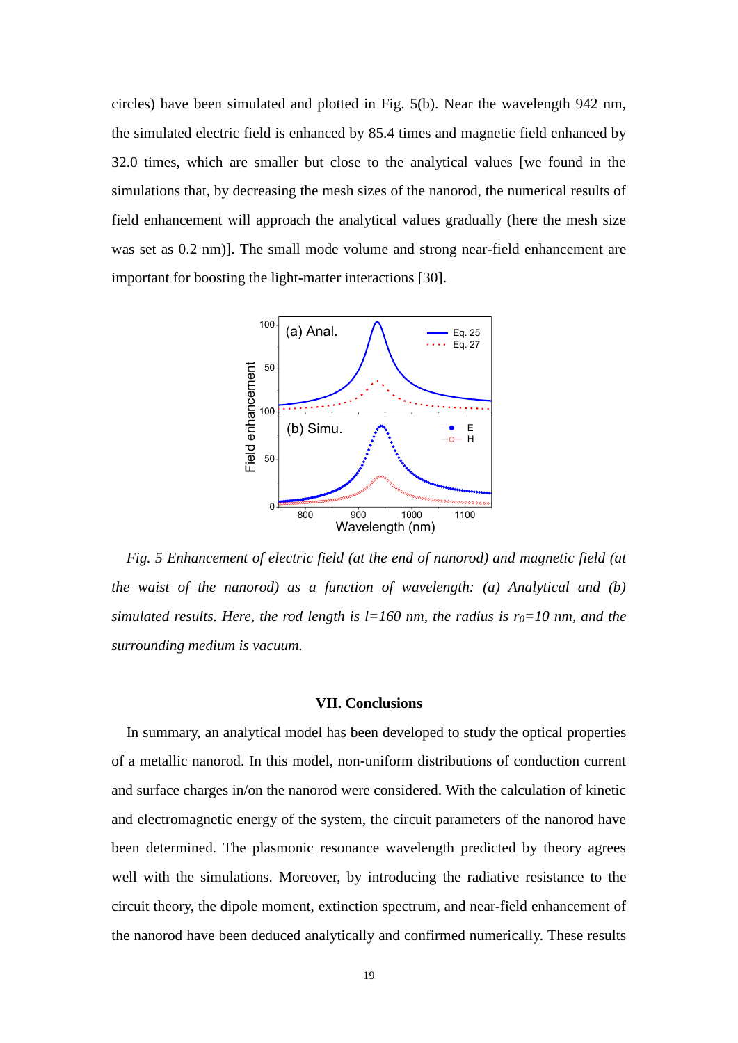circles) have been simulated and plotted in Fig. 5(b). Near the wavelength 942 nm, the simulated electric field is enhanced by 85.4 times and magnetic field enhanced by 32.0 times, which are smaller but close to the analytical values [we found in the simulations that, by decreasing the mesh sizes of the nanorod, the numerical results of field enhancement will approach the analytical values gradually (here the mesh size was set as 0.2 nm)]. The small mode volume and strong near-field enhancement are important for boosting the light-matter interactions [30].

*Fig. 5 Enhancement of electric field (at the end of nanorod) and magnetic field (at the waist of the nanorod) as a function of wavelength: (a) Analytical and (b) simulated results. Here, the rod length is $l$=160 nm, the radius is $r_0$=10 nm, and the surrounding medium is vacuum.*

## VII. Conclusions

In summary, an analytical model has been developed to study the optical properties of a metallic nanorod. In this model, non-uniform distributions of conduction current and surface charges in/on the nanorod were considered. With the calculation of kinetic and electromagnetic energy of the system, the circuit parameters of the nanorod have been determined. The plasmonic resonance wavelength predicted by theory agrees well with the simulations. Moreover, by introducing the radiative resistance to the circuit theory, the dipole moment, extinction spectrum, and near-field enhancement of the nanorod have been deduced analytically and confirmed numerically. These results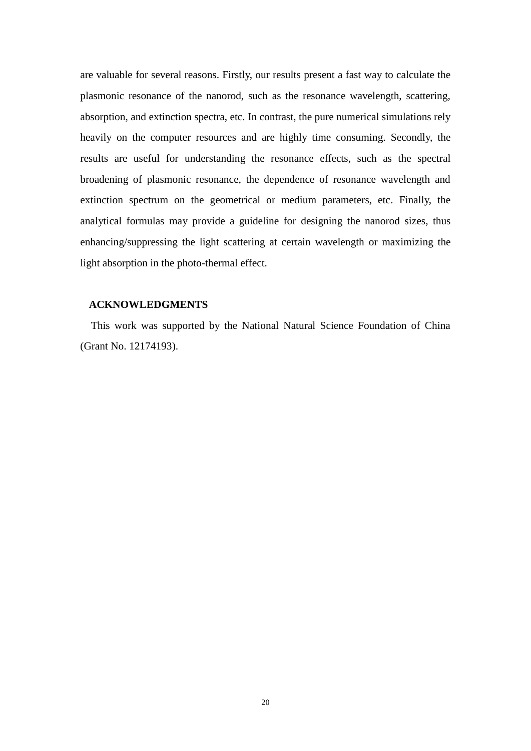are valuable for several reasons. Firstly, our results present a fast way to calculate the plasmonic resonance of the nanorod, such as the resonance wavelength, scattering, absorption, and extinction spectra, etc. In contrast, the pure numerical simulations rely heavily on the computer resources and are highly time consuming. Secondly, the results are useful for understanding the resonance effects, such as the spectral broadening of plasmonic resonance, the dependence of resonance wavelength and extinction spectrum on the geometrical or medium parameters, etc. Finally, the analytical formulas may provide a guideline for designing the nanorod sizes, thus enhancing/suppressing the light scattering at certain wavelength or maximizing the light absorption in the photo-thermal effect.

## ACKNOWLEDGMENTS

This work was supported by the National Natural Science Foundation of China (Grant No. 12174193).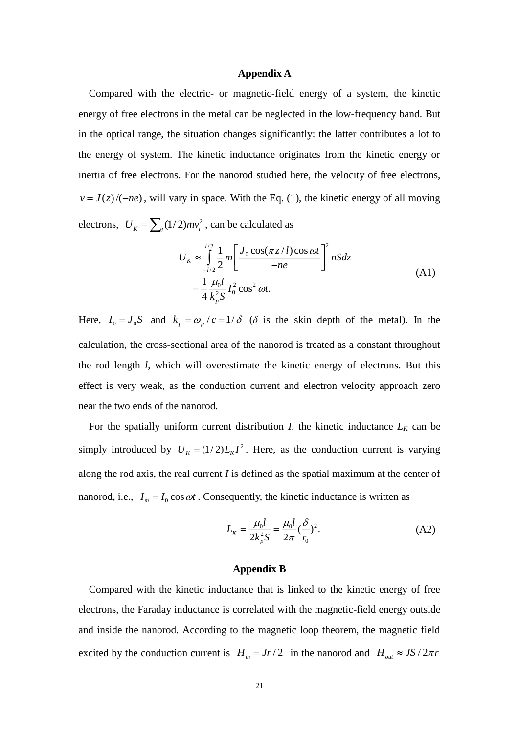## Appendix A

Compared with the electric- or magnetic-field energy of a system, the kinetic energy of free electrons in the metal can be neglected in the low-frequency band. But in the optical range, the situation changes significantly: the latter contributes a lot to the energy of system. The kinetic inductance originates from the kinetic energy or inertia of free electrons. For the nanorod studied here, the velocity of free electrons, $v = J(z)/(-ne)$, will vary in space. With the Eq. (1), the kinetic energy of all moving electrons, $U_K = \sum_i (1/2)mv_i^2$, can be calculated as

$$
\begin{aligned}
U_K &\approx \int_{-l/2}^{l/2} \frac{1}{2} m \left[ \frac{J_0 \cos(\pi z/l)\cos\omega t}{-ne} \right]^2 nSdz \\
&= \frac{1}{4}\frac{\mu_0 l}{k_p^2 S} I_0^2 \cos^2 \omega t.
\end{aligned}
\tag{A1}
$$

Here, $I_0 = J_0 S$ and $k_p = \omega_p / c = 1/\delta$ ($\delta$ is the skin depth of the metal). In the calculation, the cross-sectional area of the nanorod is treated as a constant throughout the rod length $l$, which will overestimate the kinetic energy of electrons. But this effect is very weak, as the conduction current and electron velocity approach zero near the two ends of the nanorod.

For the spatially uniform current distribution $I$, the kinetic inductance $L_K$ can be simply introduced by $U_K = (1/2)L_K I^2$. Here, as the conduction current is varying along the rod axis, the real current $I$ is defined as the spatial maximum at the center of nanorod, i.e., $I_m = I_0 \cos\omega t$. Consequently, the kinetic inductance is written as

$$
L_K = \frac{\mu_0 l}{2k_p^2 S} = \frac{\mu_0 l}{2\pi}\left(\frac{\delta}{r_0}\right)^2.
\tag{A2}
$$

## Appendix B

Compared with the kinetic inductance that is linked to the kinetic energy of free electrons, the Faraday inductance is correlated with the magnetic-field energy outside and inside the nanorod. According to the magnetic loop theorem, the magnetic field excited by the conduction current is $H_{in} = Jr/2$ in the nanorod and $H_{out} \approx JS/2\pi r$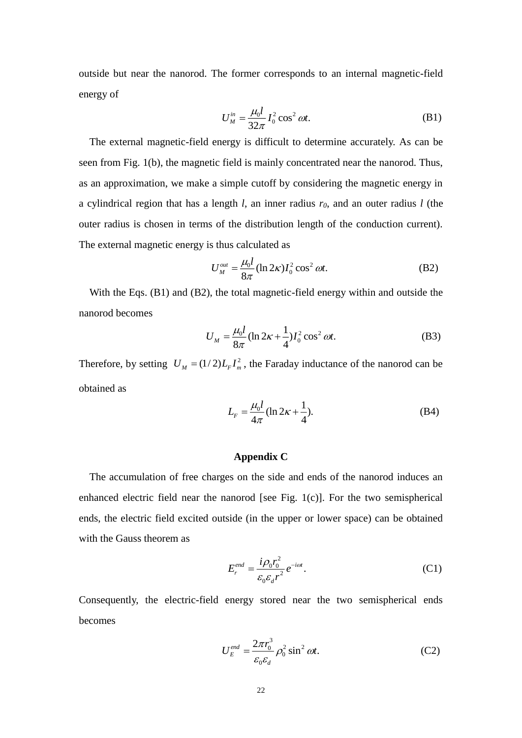outside but near the nanorod. The former corresponds to an internal magnetic-field energy of

$$U_M^{in} = \frac{\mu_0 l}{32\pi} I_0^2 \cos^2 \omega t. \tag{B1}$$

The external magnetic-field energy is difficult to determine accurately. As can be seen from Fig. 1(b), the magnetic field is mainly concentrated near the nanorod. Thus, as an approximation, we make a simple cutoff by considering the magnetic energy in a cylindrical region that has a length $l$, an inner radius $r_0$, and an outer radius $l$ (the outer radius is chosen in terms of the distribution length of the conduction current). The external magnetic energy is thus calculated as

$$U_M^{out} = \frac{\mu_0 l}{8\pi} (\ln 2\kappa) I_0^2 \cos^2 \omega t. \tag{B2}$$

With the Eqs. (B1) and (B2), the total magnetic-field energy within and outside the nanorod becomes

$$U_M = \frac{\mu_0 l}{8\pi} (\ln 2\kappa + \frac{1}{4}) I_0^2 \cos^2 \omega t. \tag{B3}$$

Therefore, by setting $U_M = (1/2) L_F I_m^2$, the Faraday inductance of the nanorod can be obtained as

$$L_F = \frac{\mu_0 l}{4\pi} (\ln 2\kappa + \frac{1}{4}). \tag{B4}$$

## Appendix C

The accumulation of free charges on the side and ends of the nanorod induces an enhanced electric field near the nanorod [see Fig. 1(c)]. For the two semispherical ends, the electric field excited outside (in the upper or lower space) can be obtained with the Gauss theorem as

$$E_r^{end} = \frac{i\rho_0 r_0^2}{\varepsilon_0 \varepsilon_d r^2} e^{-i\omega t}. \tag{C1}$$

Consequently, the electric-field energy stored near the two semispherical ends becomes

$$U_E^{end} = \frac{2\pi r_0^3}{\varepsilon_0 \varepsilon_d} \rho_0^2 \sin^2 \omega t. \tag{C2}$$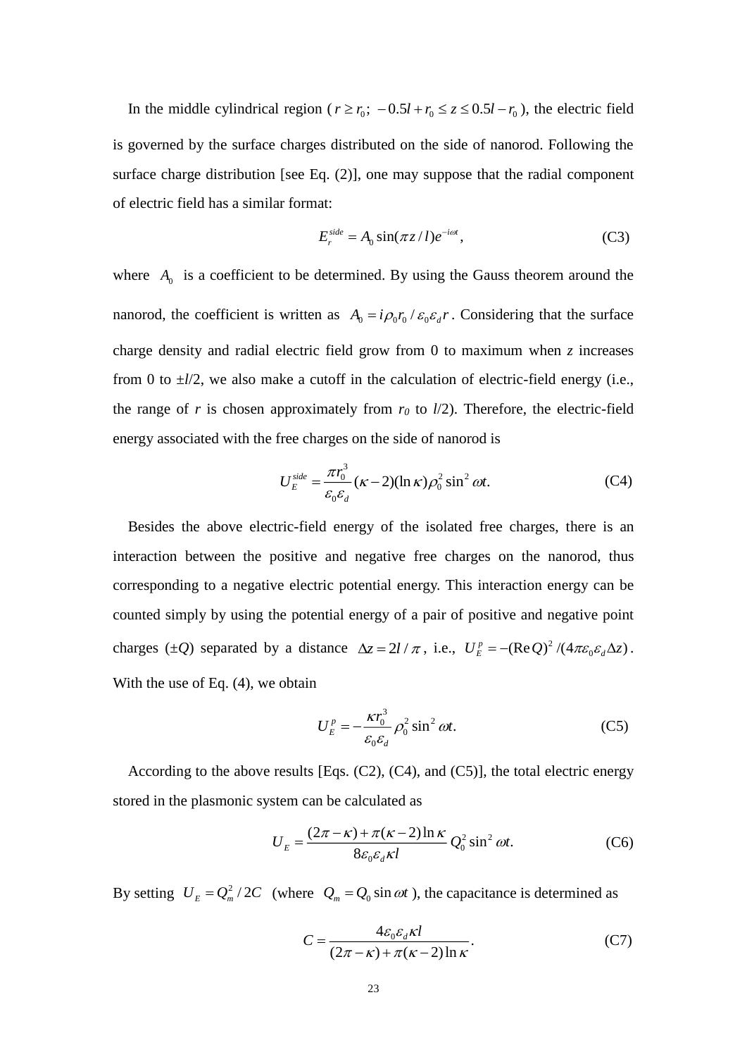In the middle cylindrical region ($r \geq r_0$; $-0.5l + r_0 \leq z \leq 0.5l - r_0$), the electric field is governed by the surface charges distributed on the side of nanorod. Following the surface charge distribution [see Eq. (2)], one may suppose that the radial component of electric field has a similar format:

$$E_r^{side} = A_0 \sin(\pi z / l) e^{-i\omega t}, \tag{C3}$$

where $A_0$ is a coefficient to be determined. By using the Gauss theorem around the nanorod, the coefficient is written as $A_0 = i\rho_0 r_0 / \varepsilon_0 \varepsilon_d r$. Considering that the surface charge density and radial electric field grow from 0 to maximum when $z$ increases from 0 to $\pm l/2$, we also make a cutoff in the calculation of electric-field energy (i.e., the range of $r$ is chosen approximately from $r_0$ to $l/2$). Therefore, the electric-field energy associated with the free charges on the side of nanorod is

$$U_E^{side} = \frac{\pi r_0^3}{\varepsilon_0 \varepsilon_d} (\kappa - 2)(\ln \kappa) \rho_0^2 \sin^2 \omega t. \tag{C4}$$

Besides the above electric-field energy of the isolated free charges, there is an interaction between the positive and negative free charges on the nanorod, thus corresponding to a negative electric potential energy. This interaction energy can be counted simply by using the potential energy of a pair of positive and negative point charges ($\pm Q$) separated by a distance $\Delta z = 2l / \pi$, i.e., $U_E^p = -(\mathrm{Re}\, Q)^2 / (4\pi \varepsilon_0 \varepsilon_d \Delta z)$. With the use of Eq. (4), we obtain

$$U_E^p = -\frac{\kappa r_0^3}{\varepsilon_0 \varepsilon_d} \rho_0^2 \sin^2 \omega t. \tag{C5}$$

According to the above results [Eqs. (C2), (C4), and (C5)], the total electric energy stored in the plasmonic system can be calculated as

$$U_E = \frac{(2\pi - \kappa) + \pi(\kappa - 2)\ln \kappa}{8 \varepsilon_0 \varepsilon_d \kappa l} Q_0^2 \sin^2 \omega t. \tag{C6}$$

By setting $U_E = Q_m^2 / 2C$ (where $Q_m = Q_0 \sin \omega t$), the capacitance is determined as

$$C = \frac{4 \varepsilon_0 \varepsilon_d \kappa l}{(2\pi - \kappa) + \pi(\kappa - 2)\ln \kappa}. \tag{C7}$$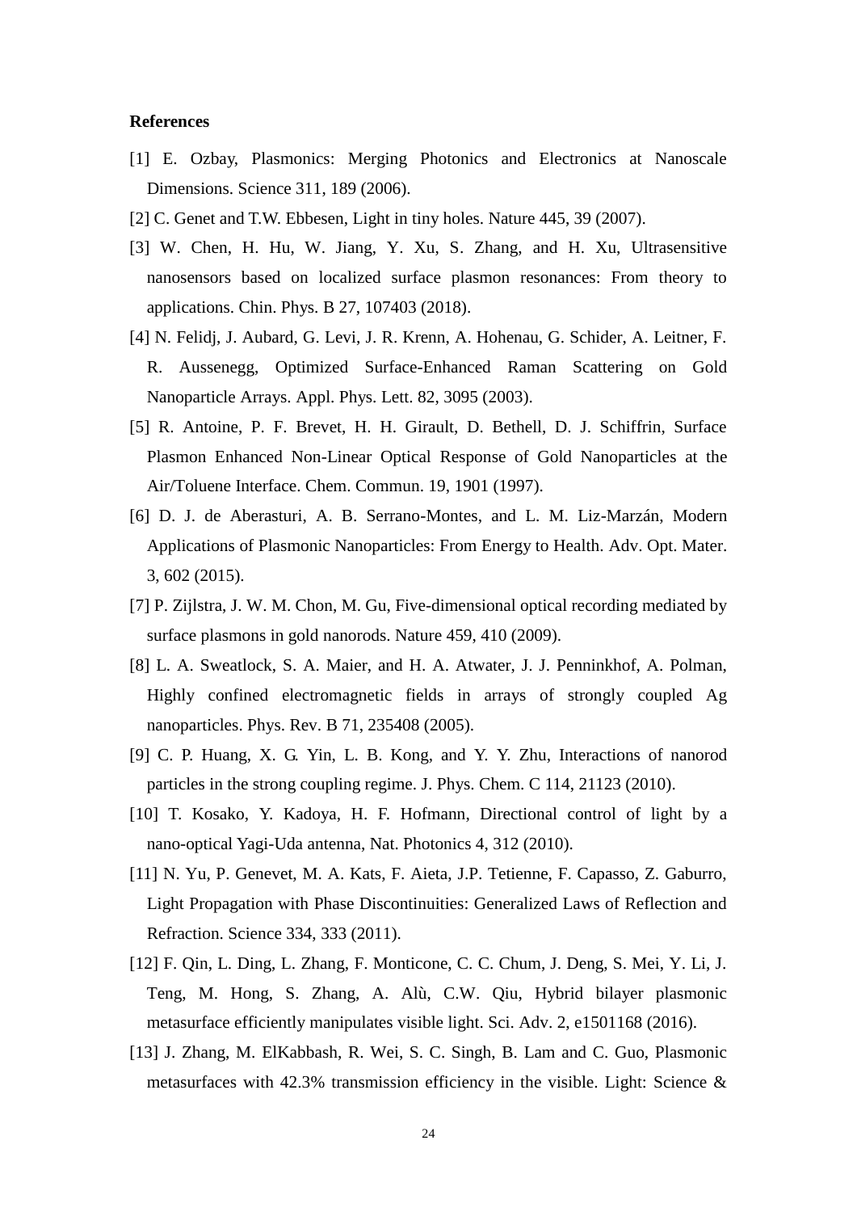**References**

[1] E. Ozbay, Plasmonics: Merging Photonics and Electronics at Nanoscale Dimensions. Science 311, 189 (2006).

[2] C. Genet and T.W. Ebbesen, Light in tiny holes. Nature 445, 39 (2007).

[3] W. Chen, H. Hu, W. Jiang, Y. Xu, S. Zhang, and H. Xu, Ultrasensitive nanosensors based on localized surface plasmon resonances: From theory to applications. Chin. Phys. B 27, 107403 (2018).

[4] N. Felidj, J. Aubard, G. Levi, J. R. Krenn, A. Hohenau, G. Schider, A. Leitner, F. R. Aussenegg, Optimized Surface-Enhanced Raman Scattering on Gold Nanoparticle Arrays. Appl. Phys. Lett. 82, 3095 (2003).

[5] R. Antoine, P. F. Brevet, H. H. Girault, D. Bethell, D. J. Schiffrin, Surface Plasmon Enhanced Non-Linear Optical Response of Gold Nanoparticles at the Air/Toluene Interface. Chem. Commun. 19, 1901 (1997).

[6] D. J. de Aberasturi, A. B. Serrano-Montes, and L. M. Liz-Marzán, Modern Applications of Plasmonic Nanoparticles: From Energy to Health. Adv. Opt. Mater. 3, 602 (2015).

[7] P. Zijlstra, J. W. M. Chon, M. Gu, Five-dimensional optical recording mediated by surface plasmons in gold nanorods. Nature 459, 410 (2009).

[8] L. A. Sweatlock, S. A. Maier, and H. A. Atwater, J. J. Penninkhof, A. Polman, Highly confined electromagnetic fields in arrays of strongly coupled Ag nanoparticles. Phys. Rev. B 71, 235408 (2005).

[9] C. P. Huang, X. G. Yin, L. B. Kong, and Y. Y. Zhu, Interactions of nanorod particles in the strong coupling regime. J. Phys. Chem. C 114, 21123 (2010).

[10] T. Kosako, Y. Kadoya, H. F. Hofmann, Directional control of light by a nano-optical Yagi-Uda antenna, Nat. Photonics 4, 312 (2010).

[11] N. Yu, P. Genevet, M. A. Kats, F. Aieta, J.P. Tetienne, F. Capasso, Z. Gaburro, Light Propagation with Phase Discontinuities: Generalized Laws of Reflection and Refraction. Science 334, 333 (2011).

[12] F. Qin, L. Ding, L. Zhang, F. Monticone, C. C. Chum, J. Deng, S. Mei, Y. Li, J. Teng, M. Hong, S. Zhang, A. Alù, C.W. Qiu, Hybrid bilayer plasmonic metasurface efficiently manipulates visible light. Sci. Adv. 2, e1501168 (2016).

[13] J. Zhang, M. ElKabbash, R. Wei, S. C. Singh, B. Lam and C. Guo, Plasmonic metasurfaces with 42.3% transmission efficiency in the visible. Light: Science &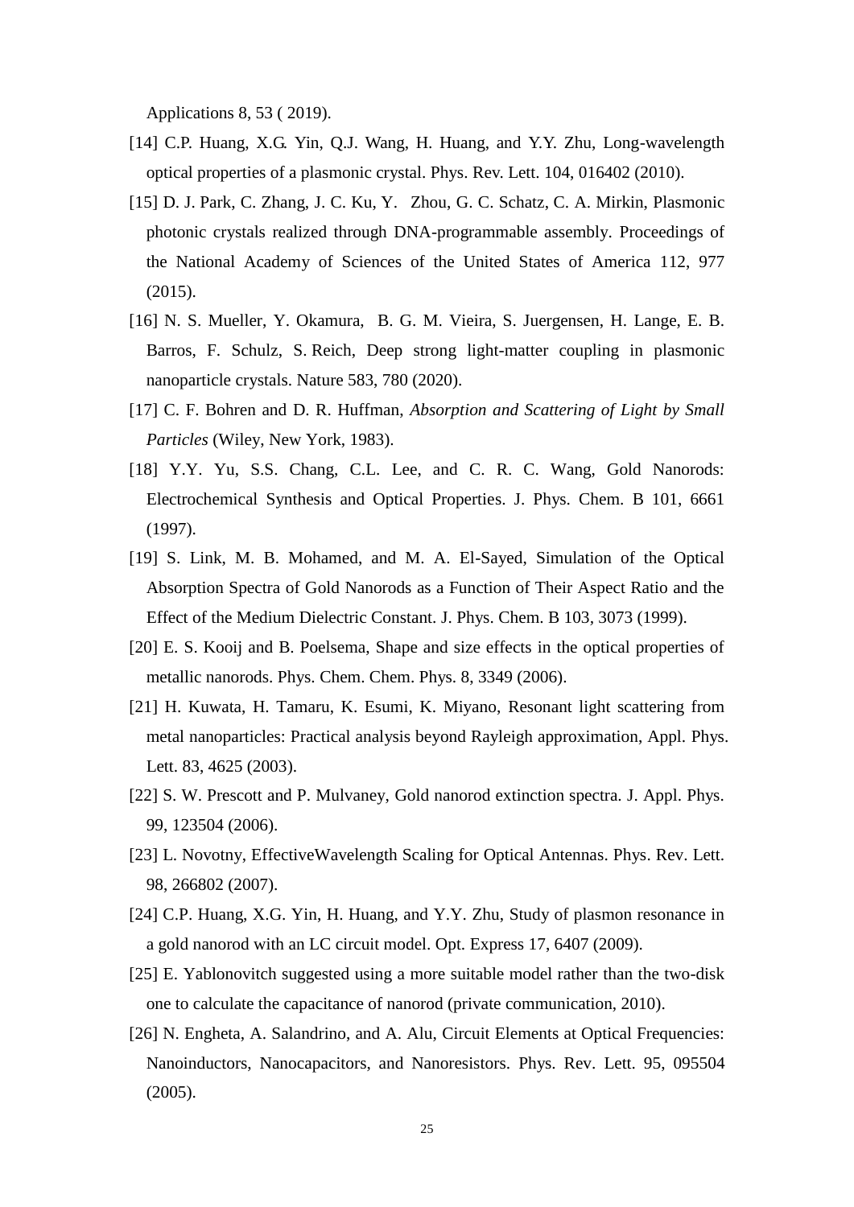Applications 8, 53 ( 2019).

[14] C.P. Huang, X.G. Yin, Q.J. Wang, H. Huang, and Y.Y. Zhu, Long-wavelength optical properties of a plasmonic crystal. Phys. Rev. Lett. 104, 016402 (2010).

[15] D. J. Park, C. Zhang, J. C. Ku, Y. Zhou, G. C. Schatz, C. A. Mirkin, Plasmonic photonic crystals realized through DNA-programmable assembly. Proceedings of the National Academy of Sciences of the United States of America 112, 977 (2015).

[16] N. S. Mueller, Y. Okamura, B. G. M. Vieira, S. Juergensen, H. Lange, E. B. Barros, F. Schulz, S. Reich, Deep strong light-matter coupling in plasmonic nanoparticle crystals. Nature 583, 780 (2020).

[17] C. F. Bohren and D. R. Huffman, *Absorption and Scattering of Light by Small Particles* (Wiley, New York, 1983).

[18] Y.Y. Yu, S.S. Chang, C.L. Lee, and C. R. C. Wang, Gold Nanorods: Electrochemical Synthesis and Optical Properties. J. Phys. Chem. B 101, 6661 (1997).

[19] S. Link, M. B. Mohamed, and M. A. El-Sayed, Simulation of the Optical Absorption Spectra of Gold Nanorods as a Function of Their Aspect Ratio and the Effect of the Medium Dielectric Constant. J. Phys. Chem. B 103, 3073 (1999).

[20] E. S. Kooij and B. Poelsema, Shape and size effects in the optical properties of metallic nanorods. Phys. Chem. Chem. Phys. 8, 3349 (2006).

[21] H. Kuwata, H. Tamaru, K. Esumi, K. Miyano, Resonant light scattering from metal nanoparticles: Practical analysis beyond Rayleigh approximation, Appl. Phys. Lett. 83, 4625 (2003).

[22] S. W. Prescott and P. Mulvaney, Gold nanorod extinction spectra. J. Appl. Phys. 99, 123504 (2006).

[23] L. Novotny, EffectiveWavelength Scaling for Optical Antennas. Phys. Rev. Lett. 98, 266802 (2007).

[24] C.P. Huang, X.G. Yin, H. Huang, and Y.Y. Zhu, Study of plasmon resonance in a gold nanorod with an LC circuit model. Opt. Express 17, 6407 (2009).

[25] E. Yablonovitch suggested using a more suitable model rather than the two-disk one to calculate the capacitance of nanorod (private communication, 2010).

[26] N. Engheta, A. Salandrino, and A. Alu, Circuit Elements at Optical Frequencies: Nanoinductors, Nanocapacitors, and Nanoresistors. Phys. Rev. Lett. 95, 095504 (2005).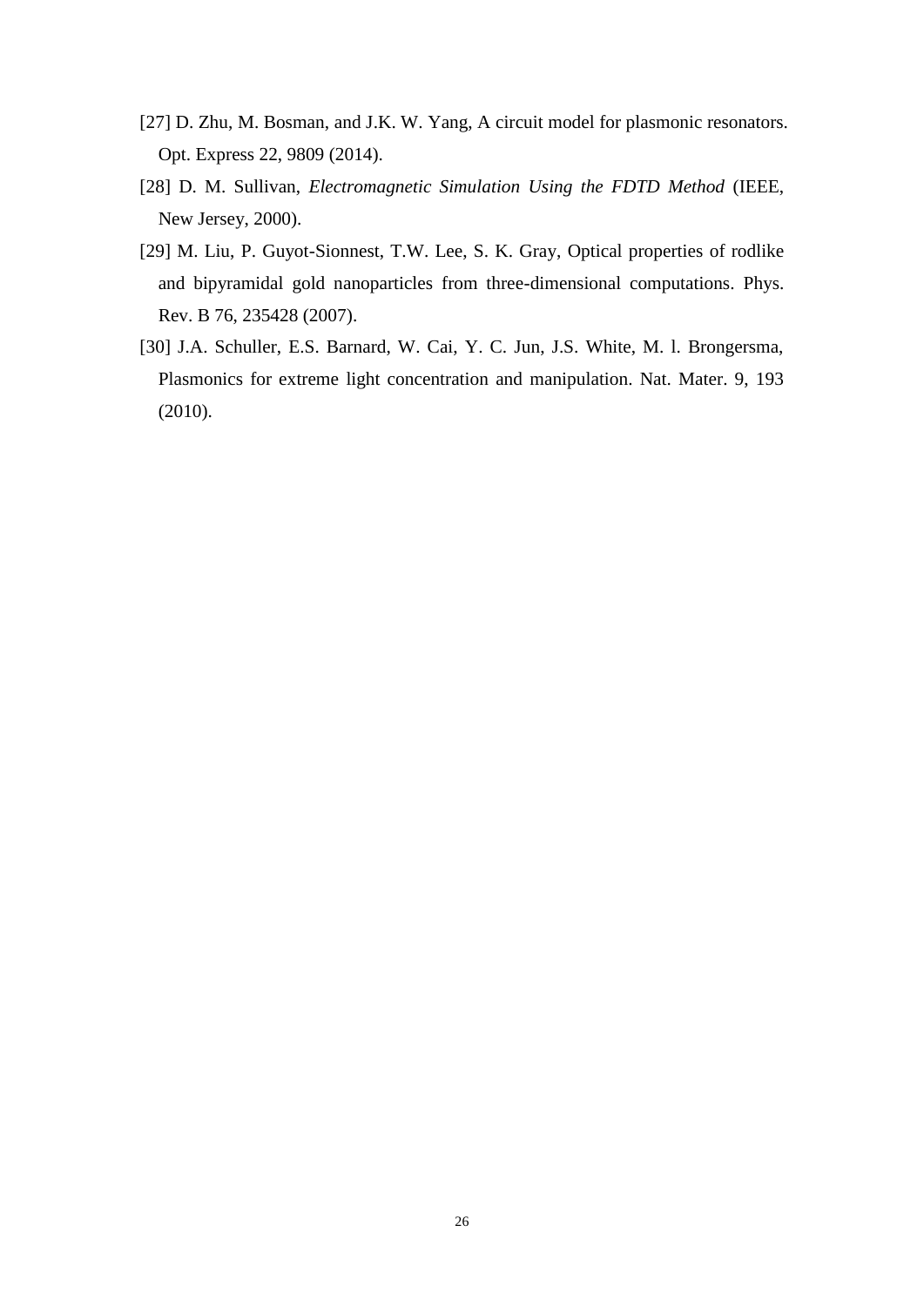[27] D. Zhu, M. Bosman, and J.K. W. Yang, A circuit model for plasmonic resonators. Opt. Express 22, 9809 (2014).

[28] D. M. Sullivan, *Electromagnetic Simulation Using the FDTD Method* (IEEE, New Jersey, 2000).

[29] M. Liu, P. Guyot-Sionnest, T.W. Lee, S. K. Gray, Optical properties of rodlike and bipyramidal gold nanoparticles from three-dimensional computations. Phys. Rev. B 76, 235428 (2007).

[30] J.A. Schuller, E.S. Barnard, W. Cai, Y. C. Jun, J.S. White, M. l. Brongersma, Plasmonics for extreme light concentration and manipulation. Nat. Mater. 9, 193 (2010).